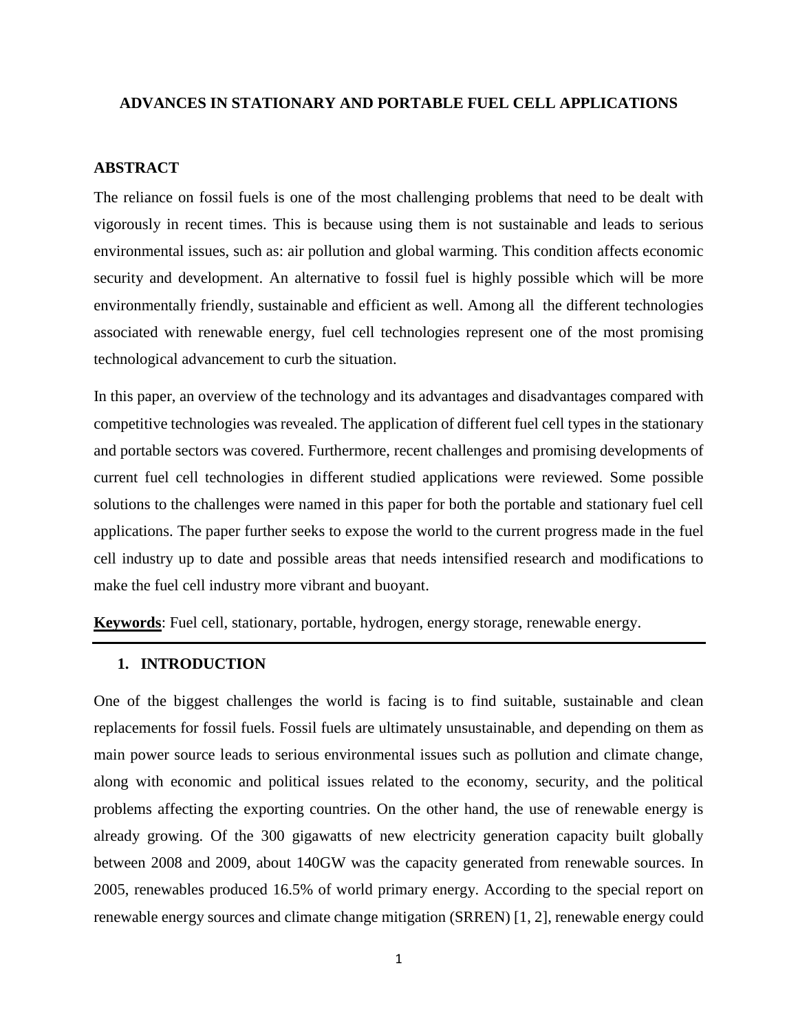# ADVANCES IN STATIONARY AND PORTABLE FUEL CELL APPLICATIONS

## ABSTRACT

The reliance on fossil fuels is one of the most challenging problems that need to be dealt with vigorously in recent times. This is because using them is not sustainable and leads to serious environmental issues, such as: air pollution and global warming. This condition affects economic security and development. An alternative to fossil fuel is highly possible which will be more environmentally friendly, sustainable and efficient as well. Among all the different technologies associated with renewable energy, fuel cell technologies represent one of the most promising technological advancement to curb the situation.

In this paper, an overview of the technology and its advantages and disadvantages compared with competitive technologies was revealed. The application of different fuel cell types in the stationary and portable sectors was covered. Furthermore, recent challenges and promising developments of current fuel cell technologies in different studied applications were reviewed. Some possible solutions to the challenges were named in this paper for both the portable and stationary fuel cell applications. The paper further seeks to expose the world to the current progress made in the fuel cell industry up to date and possible areas that needs intensified research and modifications to make the fuel cell industry more vibrant and buoyant.

**Keywords**: Fuel cell, stationary, portable, hydrogen, energy storage, renewable energy.

---

## 1. INTRODUCTION

One of the biggest challenges the world is facing is to find suitable, sustainable and clean replacements for fossil fuels. Fossil fuels are ultimately unsustainable, and depending on them as main power source leads to serious environmental issues such as pollution and climate change, along with economic and political issues related to the economy, security, and the political problems affecting the exporting countries. On the other hand, the use of renewable energy is already growing. Of the 300 gigawatts of new electricity generation capacity built globally between 2008 and 2009, about 140GW was the capacity generated from renewable sources. In 2005, renewables produced 16.5% of world primary energy. According to the special report on renewable energy sources and climate change mitigation (SRREN) [1, 2], renewable energy could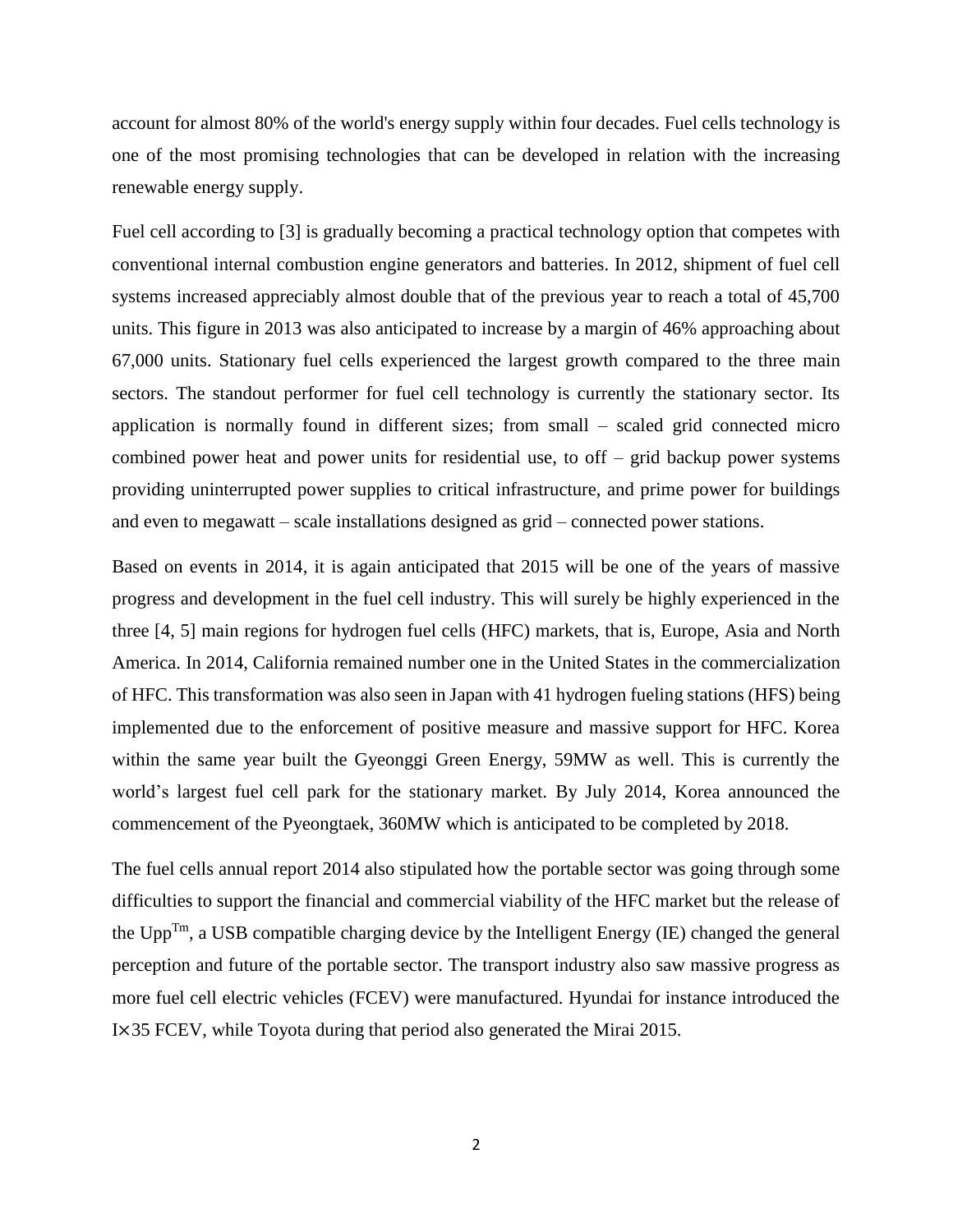account for almost 80% of the world's energy supply within four decades. Fuel cells technology is one of the most promising technologies that can be developed in relation with the increasing renewable energy supply.

Fuel cell according to [3] is gradually becoming a practical technology option that competes with conventional internal combustion engine generators and batteries. In 2012, shipment of fuel cell systems increased appreciably almost double that of the previous year to reach a total of 45,700 units. This figure in 2013 was also anticipated to increase by a margin of 46% approaching about 67,000 units. Stationary fuel cells experienced the largest growth compared to the three main sectors. The standout performer for fuel cell technology is currently the stationary sector. Its application is normally found in different sizes; from small – scaled grid connected micro combined power heat and power units for residential use, to off – grid backup power systems providing uninterrupted power supplies to critical infrastructure, and prime power for buildings and even to megawatt – scale installations designed as grid – connected power stations.

Based on events in 2014, it is again anticipated that 2015 will be one of the years of massive progress and development in the fuel cell industry. This will surely be highly experienced in the three [4, 5] main regions for hydrogen fuel cells (HFC) markets, that is, Europe, Asia and North America. In 2014, California remained number one in the United States in the commercialization of HFC. This transformation was also seen in Japan with 41 hydrogen fueling stations (HFS) being implemented due to the enforcement of positive measure and massive support for HFC. Korea within the same year built the Gyeonggi Green Energy, 59MW as well. This is currently the world's largest fuel cell park for the stationary market. By July 2014, Korea announced the commencement of the Pyeongtaek, 360MW which is anticipated to be completed by 2018.

The fuel cells annual report 2014 also stipulated how the portable sector was going through some difficulties to support the financial and commercial viability of the HFC market but the release of the Upp$^{Tm}$, a USB compatible charging device by the Intelligent Energy (IE) changed the general perception and future of the portable sector. The transport industry also saw massive progress as more fuel cell electric vehicles (FCEV) were manufactured. Hyundai for instance introduced the I×35 FCEV, while Toyota during that period also generated the Mirai 2015.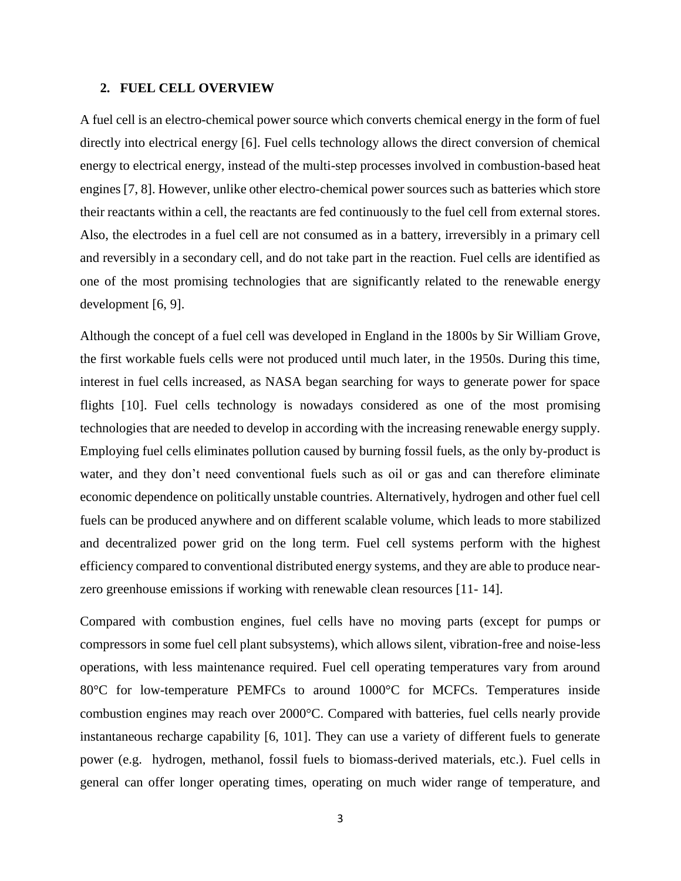## 2. FUEL CELL OVERVIEW

A fuel cell is an electro-chemical power source which converts chemical energy in the form of fuel directly into electrical energy [6]. Fuel cells technology allows the direct conversion of chemical energy to electrical energy, instead of the multi-step processes involved in combustion-based heat engines [7, 8]. However, unlike other electro-chemical power sources such as batteries which store their reactants within a cell, the reactants are fed continuously to the fuel cell from external stores. Also, the electrodes in a fuel cell are not consumed as in a battery, irreversibly in a primary cell and reversibly in a secondary cell, and do not take part in the reaction. Fuel cells are identified as one of the most promising technologies that are significantly related to the renewable energy development [6, 9].

Although the concept of a fuel cell was developed in England in the 1800s by Sir William Grove, the first workable fuels cells were not produced until much later, in the 1950s. During this time, interest in fuel cells increased, as NASA began searching for ways to generate power for space flights [10]. Fuel cells technology is nowadays considered as one of the most promising technologies that are needed to develop in according with the increasing renewable energy supply. Employing fuel cells eliminates pollution caused by burning fossil fuels, as the only by-product is water, and they don't need conventional fuels such as oil or gas and can therefore eliminate economic dependence on politically unstable countries. Alternatively, hydrogen and other fuel cell fuels can be produced anywhere and on different scalable volume, which leads to more stabilized and decentralized power grid on the long term. Fuel cell systems perform with the highest efficiency compared to conventional distributed energy systems, and they are able to produce near-zero greenhouse emissions if working with renewable clean resources [11- 14].

Compared with combustion engines, fuel cells have no moving parts (except for pumps or compressors in some fuel cell plant subsystems), which allows silent, vibration-free and noise-less operations, with less maintenance required. Fuel cell operating temperatures vary from around 80°C for low-temperature PEMFCs to around 1000°C for MCFCs. Temperatures inside combustion engines may reach over 2000°C. Compared with batteries, fuel cells nearly provide instantaneous recharge capability [6, 101]. They can use a variety of different fuels to generate power (e.g. hydrogen, methanol, fossil fuels to biomass-derived materials, etc.). Fuel cells in general can offer longer operating times, operating on much wider range of temperature, and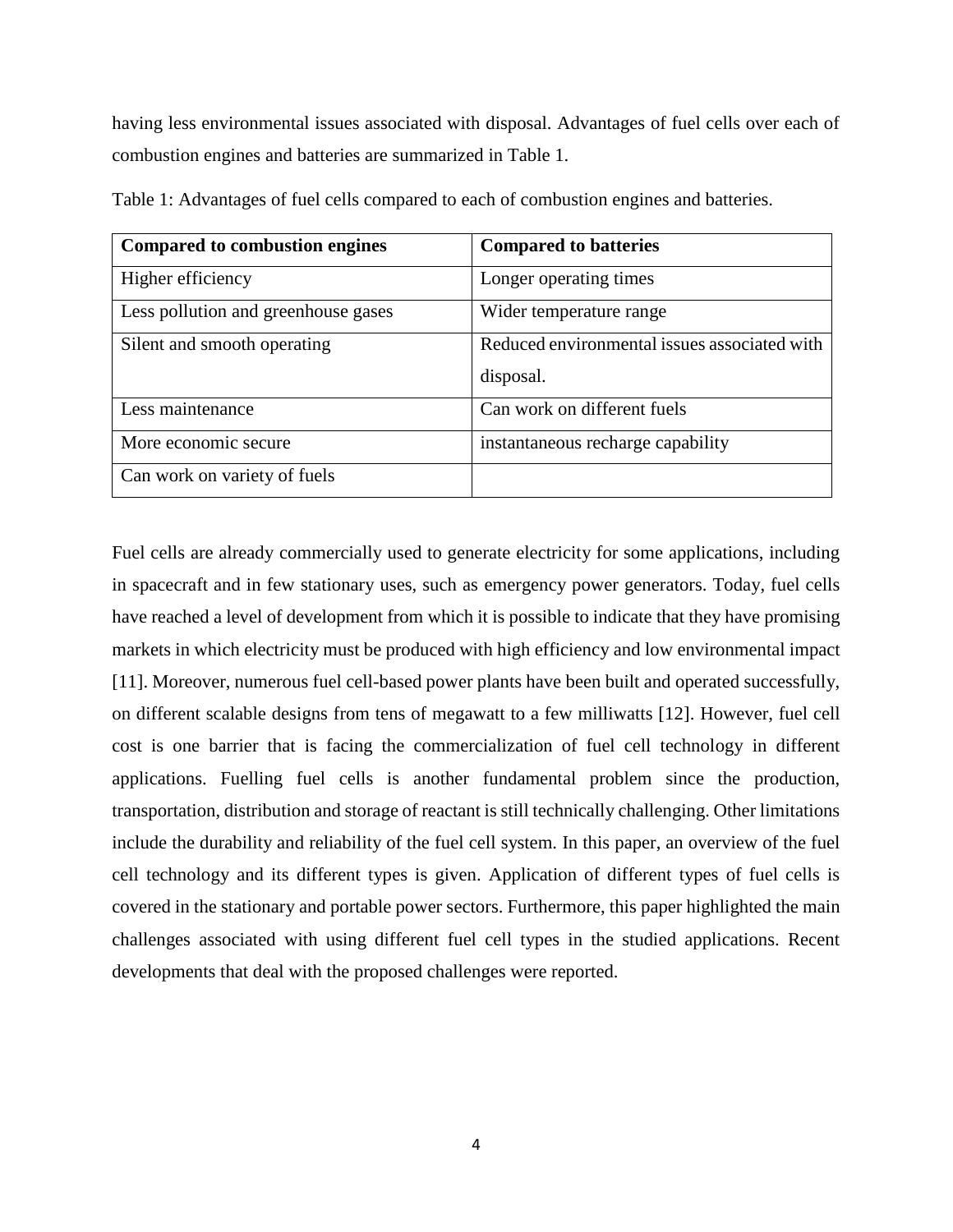having less environmental issues associated with disposal. Advantages of fuel cells over each of combustion engines and batteries are summarized in Table 1.

Table 1: Advantages of fuel cells compared to each of combustion engines and batteries.

| **Compared to combustion engines** | **Compared to batteries** |
| --- | --- |
| Higher efficiency | Longer operating times |
| Less pollution and greenhouse gases | Wider temperature range |
| Silent and smooth operating | Reduced environmental issues associated with disposal. |
| Less maintenance | Can work on different fuels |
| More economic secure | instantaneous recharge capability |
| Can work on variety of fuels | |

Fuel cells are already commercially used to generate electricity for some applications, including in spacecraft and in few stationary uses, such as emergency power generators. Today, fuel cells have reached a level of development from which it is possible to indicate that they have promising markets in which electricity must be produced with high efficiency and low environmental impact [11]. Moreover, numerous fuel cell-based power plants have been built and operated successfully, on different scalable designs from tens of megawatt to a few milliwatts [12]. However, fuel cell cost is one barrier that is facing the commercialization of fuel cell technology in different applications. Fuelling fuel cells is another fundamental problem since the production, transportation, distribution and storage of reactant is still technically challenging. Other limitations include the durability and reliability of the fuel cell system. In this paper, an overview of the fuel cell technology and its different types is given. Application of different types of fuel cells is covered in the stationary and portable power sectors. Furthermore, this paper highlighted the main challenges associated with using different fuel cell types in the studied applications. Recent developments that deal with the proposed challenges were reported.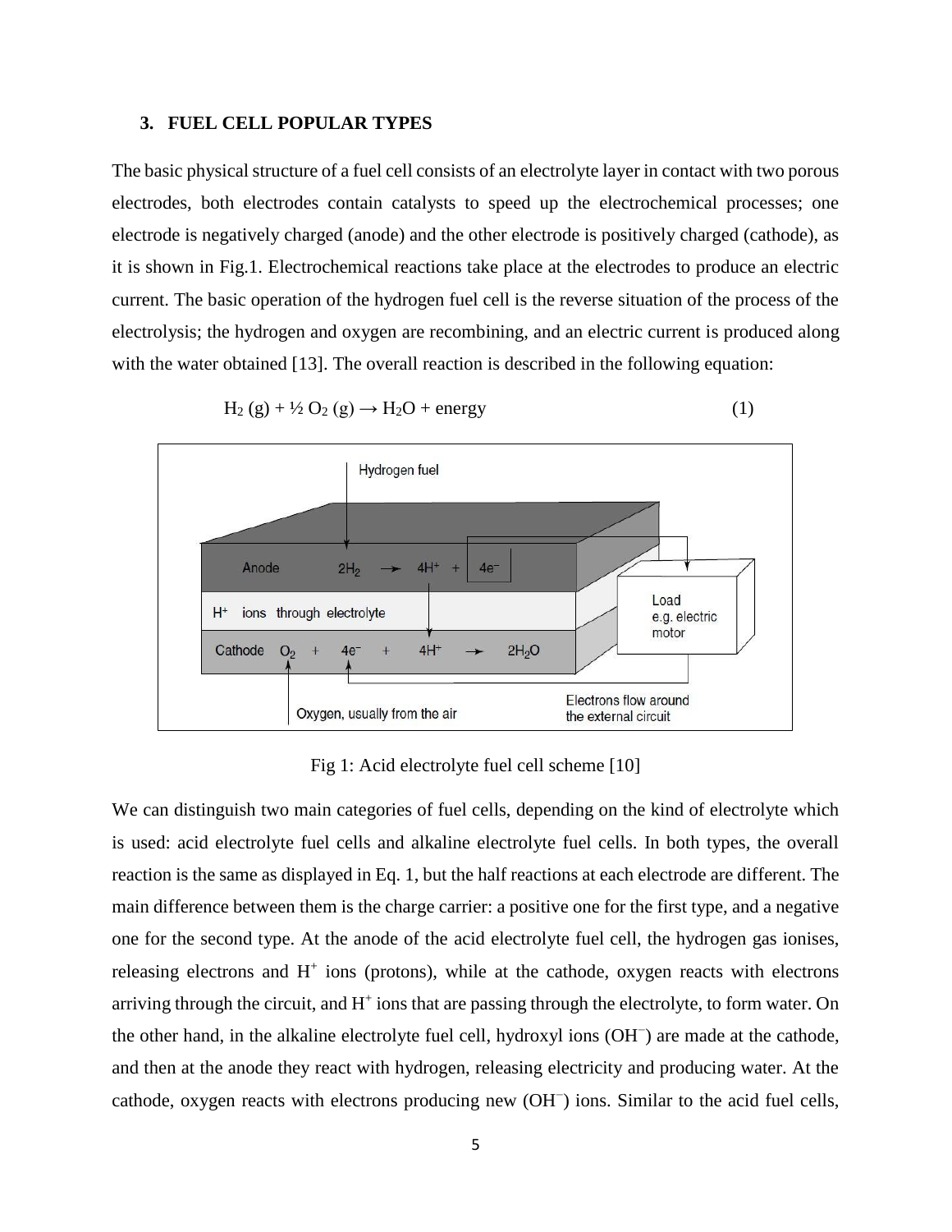## 3. FUEL CELL POPULAR TYPES

The basic physical structure of a fuel cell consists of an electrolyte layer in contact with two porous electrodes, both electrodes contain catalysts to speed up the electrochemical processes; one electrode is negatively charged (anode) and the other electrode is positively charged (cathode), as it is shown in Fig.1. Electrochemical reactions take place at the electrodes to produce an electric current. The basic operation of the hydrogen fuel cell is the reverse situation of the process of the electrolysis; the hydrogen and oxygen are recombining, and an electric current is produced along with the water obtained [13]. The overall reaction is described in the following equation:

$$H_2\,(g) + \tfrac{1}{2}\,O_2\,(g) \rightarrow H_2O + \text{energy} \qquad (1)$$

Fig 1: Acid electrolyte fuel cell scheme [10]

We can distinguish two main categories of fuel cells, depending on the kind of electrolyte which is used: acid electrolyte fuel cells and alkaline electrolyte fuel cells. In both types, the overall reaction is the same as displayed in Eq. 1, but the half reactions at each electrode are different. The main difference between them is the charge carrier: a positive one for the first type, and a negative one for the second type. At the anode of the acid electrolyte fuel cell, the hydrogen gas ionises, releasing electrons and $H^+$ ions (protons), while at the cathode, oxygen reacts with electrons arriving through the circuit, and $H^+$ ions that are passing through the electrolyte, to form water. On the other hand, in the alkaline electrolyte fuel cell, hydroxyl ions ($OH^-$) are made at the cathode, and then at the anode they react with hydrogen, releasing electricity and producing water. At the cathode, oxygen reacts with electrons producing new ($OH^-$) ions. Similar to the acid fuel cells,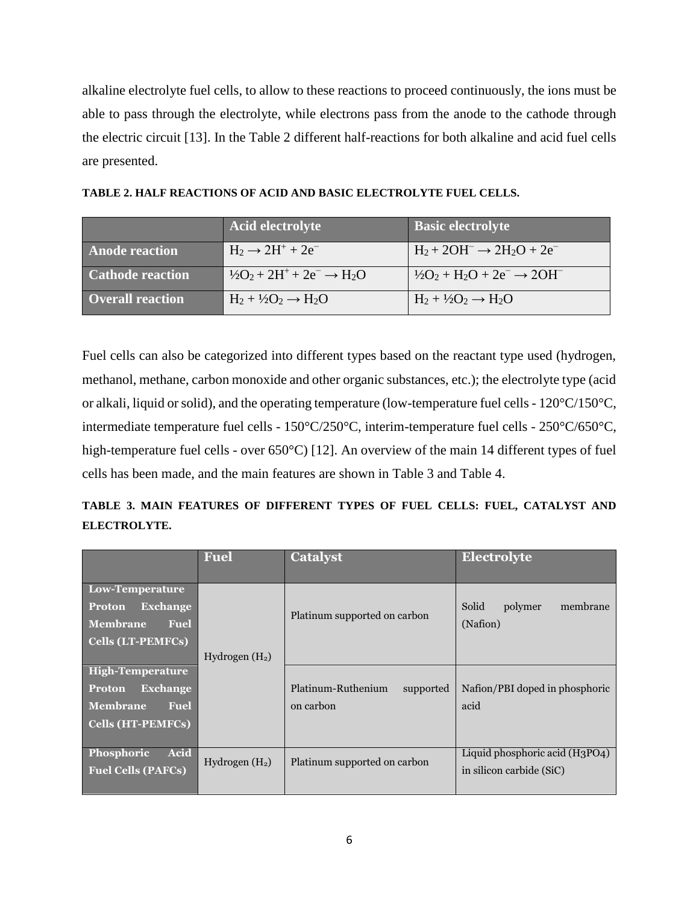alkaline electrolyte fuel cells, to allow to these reactions to proceed continuously, the ions must be able to pass through the electrolyte, while electrons pass from the anode to the cathode through the electric circuit [13]. In the Table 2 different half-reactions for both alkaline and acid fuel cells are presented.

**TABLE 2. HALF REACTIONS OF ACID AND BASIC ELECTROLYTE FUEL CELLS.**

| | Acid electrolyte | Basic electrolyte |
|---|---|---|
| **Anode reaction** | $H_2 \rightarrow 2H^+ + 2e^-$ | $H_2 + 2OH^- \rightarrow 2H_2O + 2e^-$ |
| **Cathode reaction** | $\frac{1}{2}O_2 + 2H^+ + 2e^- \rightarrow H_2O$ | $\frac{1}{2}O_2 + H_2O + 2e^- \rightarrow 2OH^-$ |
| **Overall reaction** | $H_2 + \frac{1}{2}O_2 \rightarrow H_2O$ | $H_2 + \frac{1}{2}O_2 \rightarrow H_2O$ |

Fuel cells can also be categorized into different types based on the reactant type used (hydrogen, methanol, methane, carbon monoxide and other organic substances, etc.); the electrolyte type (acid or alkali, liquid or solid), and the operating temperature (low-temperature fuel cells - 120°C/150°C, intermediate temperature fuel cells - 150°C/250°C, interim-temperature fuel cells - 250°C/650°C, high-temperature fuel cells - over 650°C) [12]. An overview of the main 14 different types of fuel cells has been made, and the main features are shown in Table 3 and Table 4.

**TABLE 3. MAIN FEATURES OF DIFFERENT TYPES OF FUEL CELLS: FUEL, CATALYST AND ELECTROLYTE.**

| | Fuel | Catalyst | Electrolyte |
|---|---|---|---|
| **Low-Temperature Proton Exchange Membrane Fuel Cells (LT-PEMFCs)** | Hydrogen ($H_2$) | Platinum supported on carbon | Solid polymer membrane (Nafion) |
| **High-Temperature Proton Exchange Membrane Fuel Cells (HT-PEMFCs)** | | Platinum-Ruthenium supported on carbon | Nafion/PBI doped in phosphoric acid |
| **Phosphoric Acid Fuel Cells (PAFCs)** | Hydrogen ($H_2$) | Platinum supported on carbon | Liquid phosphoric acid ($H_3PO_4$) in silicon carbide (SiC) |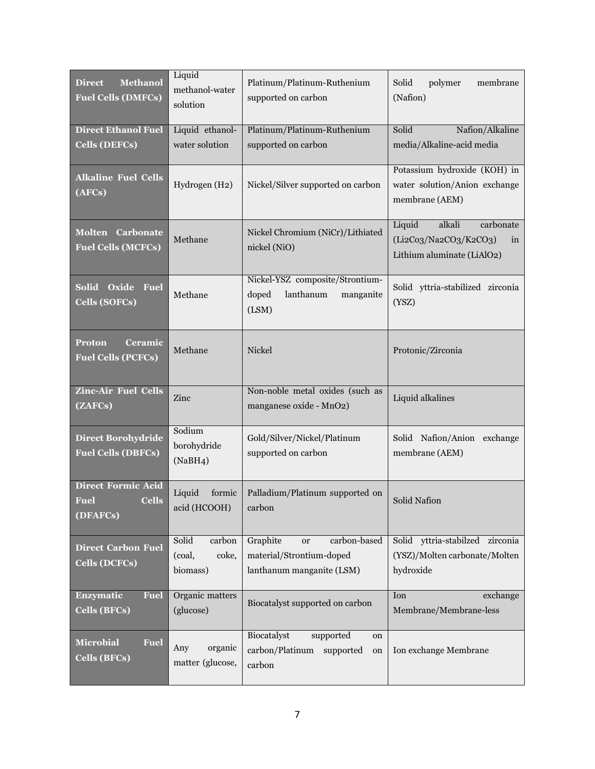| | | | |
|---|---|---|---|
| **Direct Methanol Fuel Cells (DMFCs)** | Liquid methanol-water solution | Platinum/Platinum-Ruthenium supported on carbon | Solid polymer membrane (Nafion) |
| **Direct Ethanol Fuel Cells (DEFCs)** | Liquid ethanol-water solution | Platinum/Platinum-Ruthenium supported on carbon | Solid Nafion/Alkaline media/Alkaline-acid media |
| **Alkaline Fuel Cells (AFCs)** | Hydrogen ($H_2$) | Nickel/Silver supported on carbon | Potassium hydroxide (KOH) in water solution/Anion exchange membrane (AEM) |
| **Molten Carbonate Fuel Cells (MCFCs)** | Methane | Nickel Chromium (NiCr)/Lithiated nickel (NiO) | Liquid alkali carbonate ($Li_2Co_3$/$Na_2CO_3$/$K_2CO_3$) in Lithium aluminate ($LiAlO_2$) |
| **Solid Oxide Fuel Cells (SOFCs)** | Methane | Nickel-YSZ composite/Strontium-doped lanthanum manganite (LSM) | Solid yttria-stabilized zirconia (YSZ) |
| **Proton Ceramic Fuel Cells (PCFCs)** | Methane | Nickel | Protonic/Zirconia |
| **Zinc-Air Fuel Cells (ZAFCs)** | Zinc | Non-noble metal oxides (such as manganese oxide - $MnO_2$) | Liquid alkalines |
| **Direct Borohydride Fuel Cells (DBFCs)** | Sodium borohydride ($NaBH_4$) | Gold/Silver/Nickel/Platinum supported on carbon | Solid Nafion/Anion exchange membrane (AEM) |
| **Direct Formic Acid Fuel Cells (DFAFCs)** | Liquid formic acid (HCOOH) | Palladium/Platinum supported on carbon | Solid Nafion |
| **Direct Carbon Fuel Cells (DCFCs)** | Solid carbon (coal, coke, biomass) | Graphite or carbon-based material/Strontium-doped lanthanum manganite (LSM) | Solid yttria-stabilzed zirconia (YSZ)/Molten carbonate/Molten hydroxide |
| **Enzymatic Fuel Cells (BFCs)** | Organic matters (glucose) | Biocatalyst supported on carbon | Ion exchange Membrane/Membrane-less |
| **Microbial Fuel Cells (BFCs)** | Any organic matter (glucose, | Biocatalyst supported on carbon/Platinum supported on carbon | Ion exchange Membrane |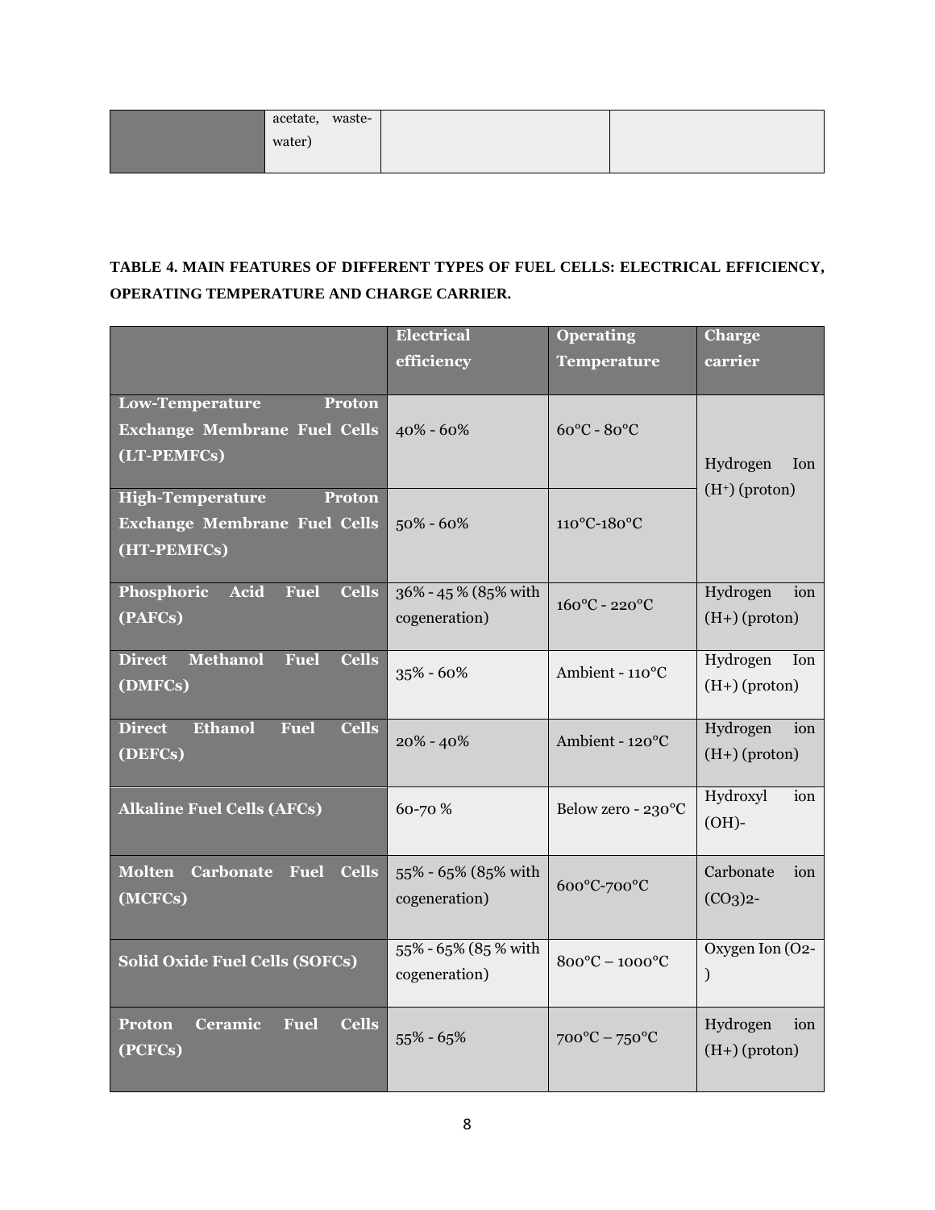| | acetate, waste-water) | | |
|---|---|---|---|

**TABLE 4. MAIN FEATURES OF DIFFERENT TYPES OF FUEL CELLS: ELECTRICAL EFFICIENCY, OPERATING TEMPERATURE AND CHARGE CARRIER.**

| | Electrical efficiency | Operating Temperature | Charge carrier |
|---|---|---|---|
| **Low-Temperature Proton Exchange Membrane Fuel Cells (LT-PEMFCs)** | 40% - 60% | 60°C - 80°C | Hydrogen Ion ($H^+$) (proton) |
| **High-Temperature Proton Exchange Membrane Fuel Cells (HT-PEMFCs)** | 50% - 60% | 110°C-180°C | |
| **Phosphoric Acid Fuel Cells (PAFCs)** | 36% - 45 % (85% with cogeneration) | 160°C - 220°C | Hydrogen ion (H+) (proton) |
| **Direct Methanol Fuel Cells (DMFCs)** | 35% - 60% | Ambient - 110°C | Hydrogen Ion (H+) (proton) |
| **Direct Ethanol Fuel Cells (DEFCs)** | 20% - 40% | Ambient - 120°C | Hydrogen ion (H+) (proton) |
| **Alkaline Fuel Cells (AFCs)** | 60-70 % | Below zero - 230°C | Hydroxyl ion (OH)- |
| **Molten Carbonate Fuel Cells (MCFCs)** | 55% - 65% (85% with cogeneration) | 600°C-700°C | Carbonate ion (CO3)2- |
| **Solid Oxide Fuel Cells (SOFCs)** | 55% - 65% (85 % with cogeneration) | 800°C – 1000°C | Oxygen Ion (O2-) |
| **Proton Ceramic Fuel Cells (PCFCs)** | 55% - 65% | 700°C – 750°C | Hydrogen ion (H+) (proton) |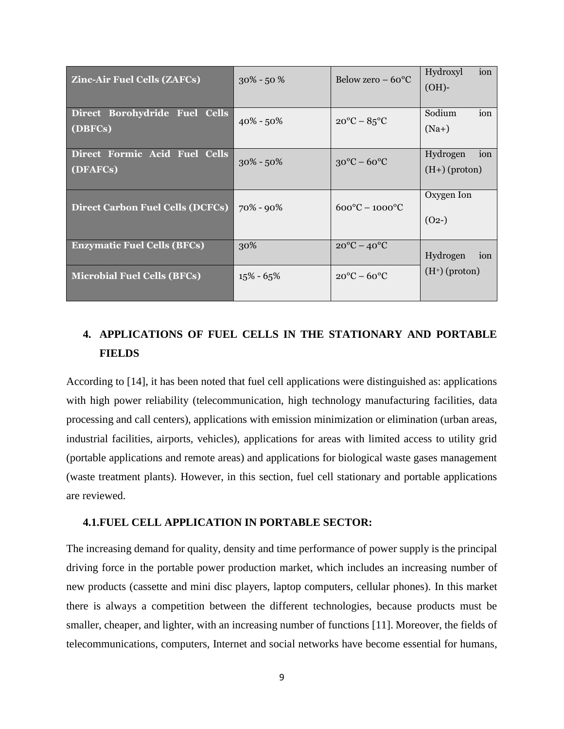| | | | |
|---|---|---|---|
| **Zinc-Air Fuel Cells (ZAFCs)** | 30% - 50 % | Below zero – 60°C | Hydroxyl ion $(OH)^-$ |
| **Direct Borohydride Fuel Cells (DBFCs)** | 40% - 50% | 20°C – 85°C | Sodium ion $(Na^+)$ |
| **Direct Formic Acid Fuel Cells (DFAFCs)** | 30% - 50% | 30°C – 60°C | Hydrogen ion $(H^+)$ (proton) |
| **Direct Carbon Fuel Cells (DCFCs)** | 70% - 90% | 600°C – 1000°C | Oxygen Ion $(O_2^-)$ |
| **Enzymatic Fuel Cells (BFCs)** | 30% | 20°C – 40°C | Hydrogen ion $(H^+)$ (proton) |
| **Microbial Fuel Cells (BFCs)** | 15% - 65% | 20°C – 60°C | |

## 4. APPLICATIONS OF FUEL CELLS IN THE STATIONARY AND PORTABLE FIELDS

According to [14], it has been noted that fuel cell applications were distinguished as: applications with high power reliability (telecommunication, high technology manufacturing facilities, data processing and call centers), applications with emission minimization or elimination (urban areas, industrial facilities, airports, vehicles), applications for areas with limited access to utility grid (portable applications and remote areas) and applications for biological waste gases management (waste treatment plants). However, in this section, fuel cell stationary and portable applications are reviewed.

### 4.1. FUEL CELL APPLICATION IN PORTABLE SECTOR:

The increasing demand for quality, density and time performance of power supply is the principal driving force in the portable power production market, which includes an increasing number of new products (cassette and mini disc players, laptop computers, cellular phones). In this market there is always a competition between the different technologies, because products must be smaller, cheaper, and lighter, with an increasing number of functions [11]. Moreover, the fields of telecommunications, computers, Internet and social networks have become essential for humans,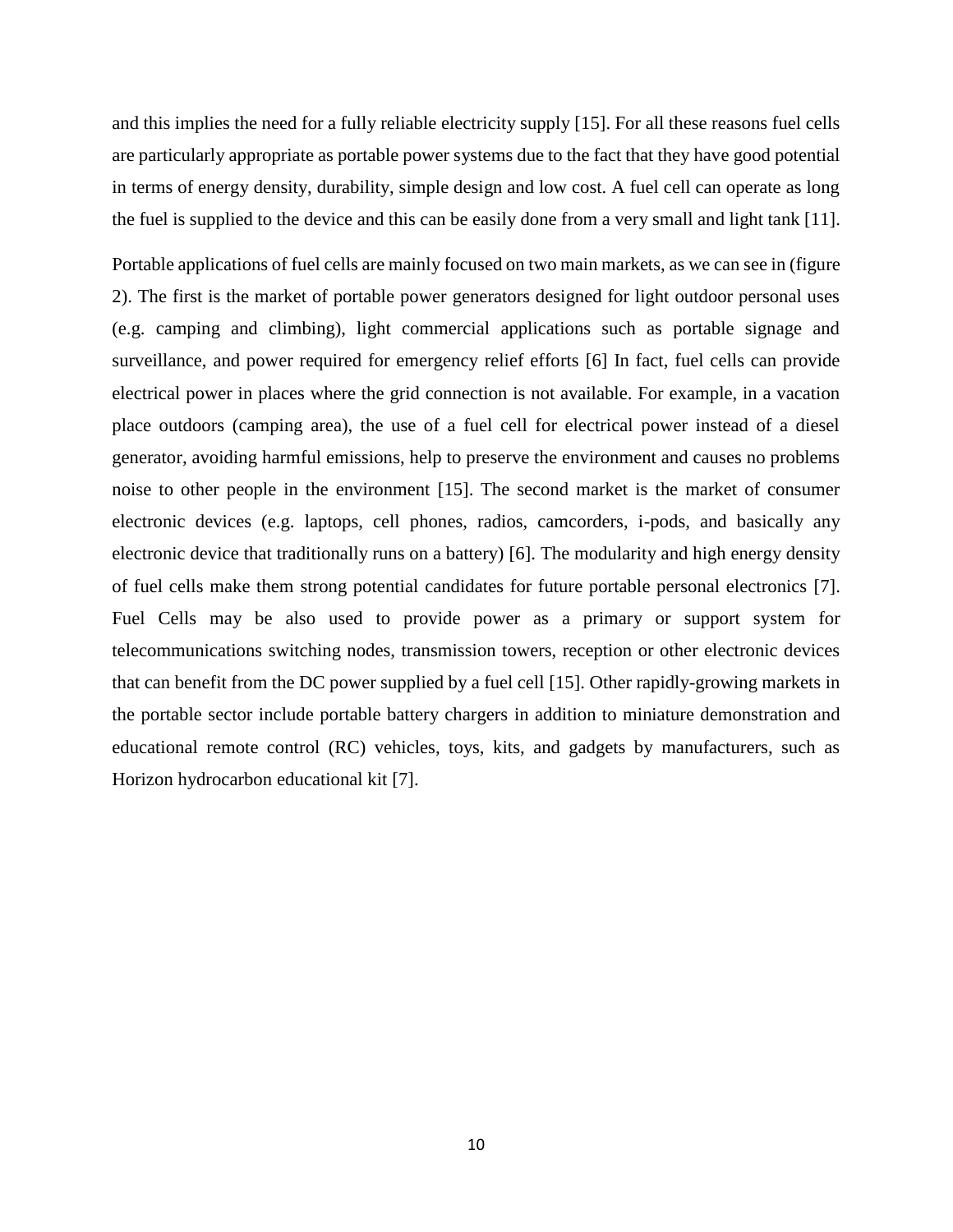and this implies the need for a fully reliable electricity supply [15]. For all these reasons fuel cells are particularly appropriate as portable power systems due to the fact that they have good potential in terms of energy density, durability, simple design and low cost. A fuel cell can operate as long the fuel is supplied to the device and this can be easily done from a very small and light tank [11].

Portable applications of fuel cells are mainly focused on two main markets, as we can see in (figure 2). The first is the market of portable power generators designed for light outdoor personal uses (e.g. camping and climbing), light commercial applications such as portable signage and surveillance, and power required for emergency relief efforts [6] In fact, fuel cells can provide electrical power in places where the grid connection is not available. For example, in a vacation place outdoors (camping area), the use of a fuel cell for electrical power instead of a diesel generator, avoiding harmful emissions, help to preserve the environment and causes no problems noise to other people in the environment [15]. The second market is the market of consumer electronic devices (e.g. laptops, cell phones, radios, camcorders, i-pods, and basically any electronic device that traditionally runs on a battery) [6]. The modularity and high energy density of fuel cells make them strong potential candidates for future portable personal electronics [7]. Fuel Cells may be also used to provide power as a primary or support system for telecommunications switching nodes, transmission towers, reception or other electronic devices that can benefit from the DC power supplied by a fuel cell [15]. Other rapidly-growing markets in the portable sector include portable battery chargers in addition to miniature demonstration and educational remote control (RC) vehicles, toys, kits, and gadgets by manufacturers, such as Horizon hydrocarbon educational kit [7].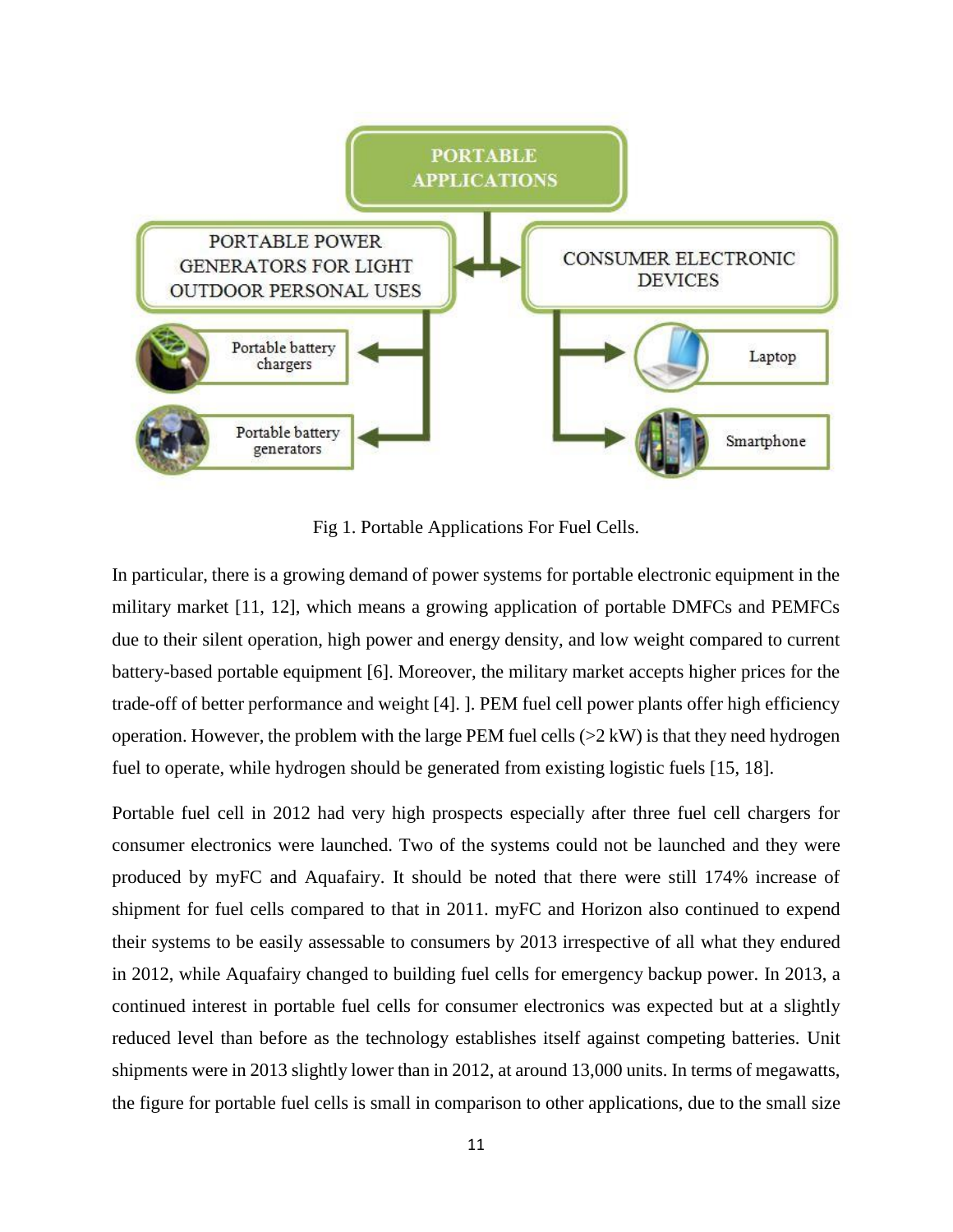Fig 1. Portable Applications For Fuel Cells.

In particular, there is a growing demand of power systems for portable electronic equipment in the military market [11, 12], which means a growing application of portable DMFCs and PEMFCs due to their silent operation, high power and energy density, and low weight compared to current battery-based portable equipment [6]. Moreover, the military market accepts higher prices for the trade-off of better performance and weight [4]. ]. PEM fuel cell power plants offer high efficiency operation. However, the problem with the large PEM fuel cells (>2 kW) is that they need hydrogen fuel to operate, while hydrogen should be generated from existing logistic fuels [15, 18].

Portable fuel cell in 2012 had very high prospects especially after three fuel cell chargers for consumer electronics were launched. Two of the systems could not be launched and they were produced by myFC and Aquafairy. It should be noted that there were still 174% increase of shipment for fuel cells compared to that in 2011. myFC and Horizon also continued to expend their systems to be easily assessable to consumers by 2013 irrespective of all what they endured in 2012, while Aquafairy changed to building fuel cells for emergency backup power. In 2013, a continued interest in portable fuel cells for consumer electronics was expected but at a slightly reduced level than before as the technology establishes itself against competing batteries. Unit shipments were in 2013 slightly lower than in 2012, at around 13,000 units. In terms of megawatts, the figure for portable fuel cells is small in comparison to other applications, due to the small size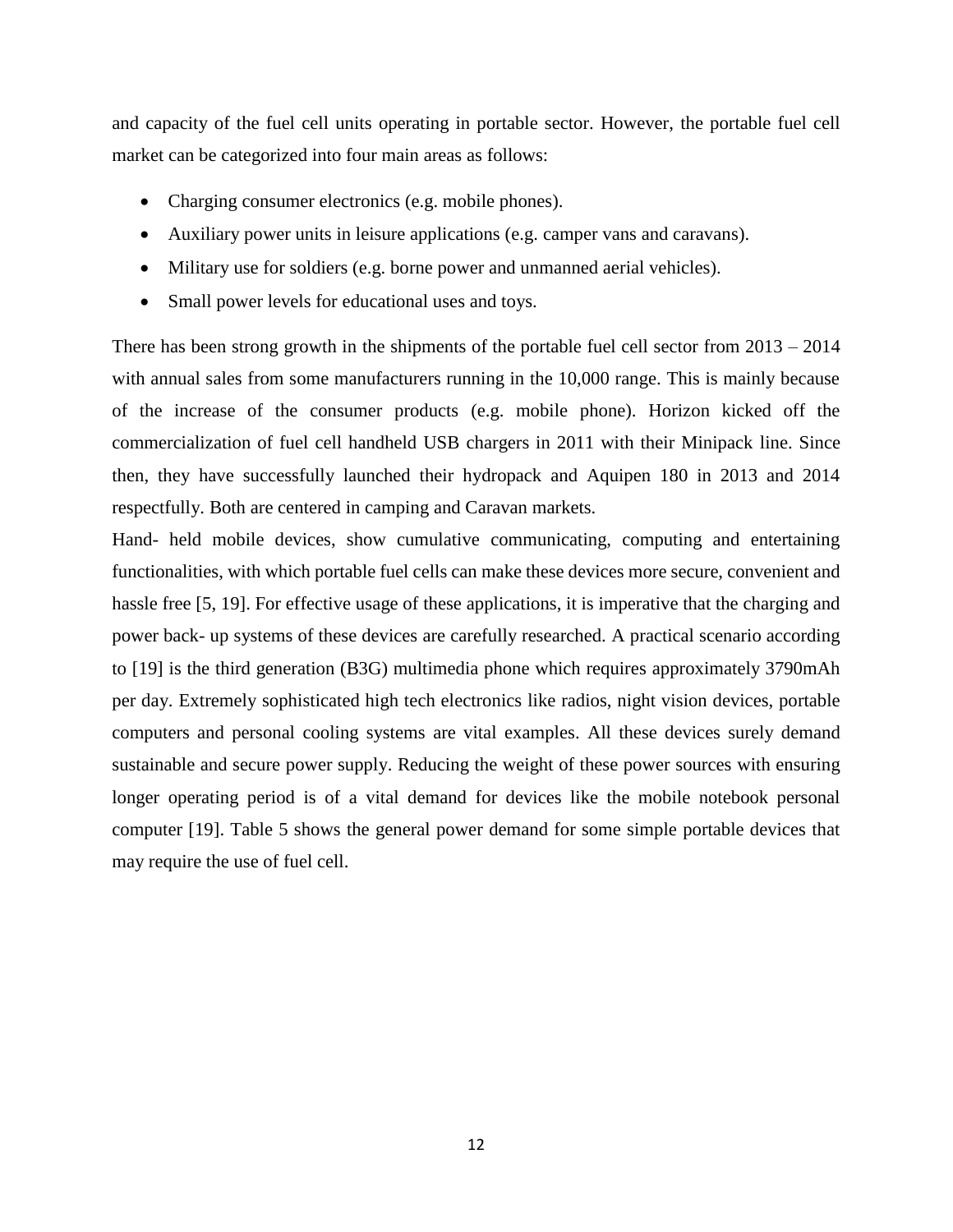and capacity of the fuel cell units operating in portable sector. However, the portable fuel cell market can be categorized into four main areas as follows:

- Charging consumer electronics (e.g. mobile phones).
- Auxiliary power units in leisure applications (e.g. camper vans and caravans).
- Military use for soldiers (e.g. borne power and unmanned aerial vehicles).
- Small power levels for educational uses and toys.

There has been strong growth in the shipments of the portable fuel cell sector from 2013 – 2014 with annual sales from some manufacturers running in the 10,000 range. This is mainly because of the increase of the consumer products (e.g. mobile phone). Horizon kicked off the commercialization of fuel cell handheld USB chargers in 2011 with their Minipack line. Since then, they have successfully launched their hydropack and Aquipen 180 in 2013 and 2014 respectfully. Both are centered in camping and Caravan markets.

Hand- held mobile devices, show cumulative communicating, computing and entertaining functionalities, with which portable fuel cells can make these devices more secure, convenient and hassle free [5, 19]. For effective usage of these applications, it is imperative that the charging and power back- up systems of these devices are carefully researched. A practical scenario according to [19] is the third generation (B3G) multimedia phone which requires approximately 3790mAh per day. Extremely sophisticated high tech electronics like radios, night vision devices, portable computers and personal cooling systems are vital examples. All these devices surely demand sustainable and secure power supply. Reducing the weight of these power sources with ensuring longer operating period is of a vital demand for devices like the mobile notebook personal computer [19]. Table 5 shows the general power demand for some simple portable devices that may require the use of fuel cell.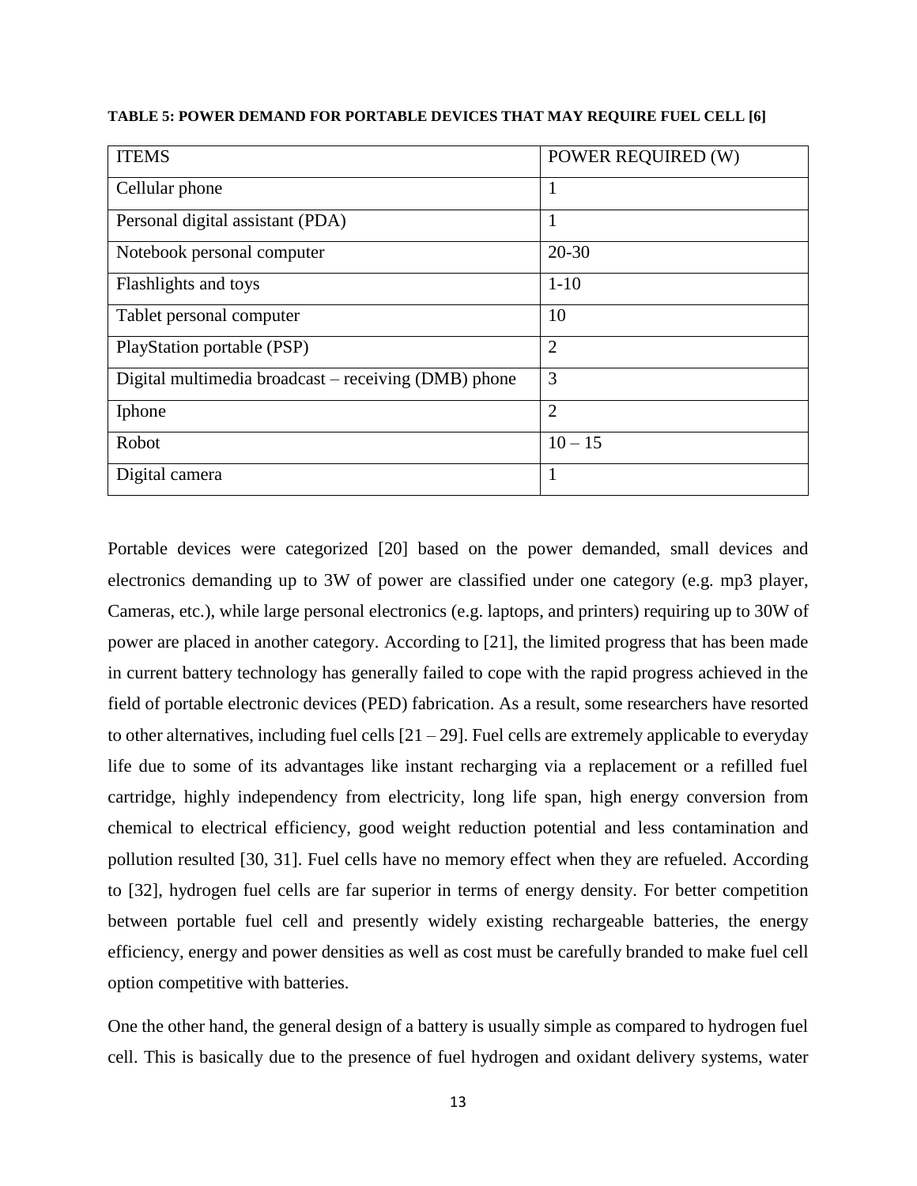**TABLE 5: POWER DEMAND FOR PORTABLE DEVICES THAT MAY REQUIRE FUEL CELL [6]**

| ITEMS | POWER REQUIRED (W) |
|---|---|
| Cellular phone | 1 |
| Personal digital assistant (PDA) | 1 |
| Notebook personal computer | 20-30 |
| Flashlights and toys | 1-10 |
| Tablet personal computer | 10 |
| PlayStation portable (PSP) | 2 |
| Digital multimedia broadcast – receiving (DMB) phone | 3 |
| Iphone | 2 |
| Robot | 10 – 15 |
| Digital camera | 1 |

Portable devices were categorized [20] based on the power demanded, small devices and electronics demanding up to 3W of power are classified under one category (e.g. mp3 player, Cameras, etc.), while large personal electronics (e.g. laptops, and printers) requiring up to 30W of power are placed in another category. According to [21], the limited progress that has been made in current battery technology has generally failed to cope with the rapid progress achieved in the field of portable electronic devices (PED) fabrication. As a result, some researchers have resorted to other alternatives, including fuel cells [21 – 29]. Fuel cells are extremely applicable to everyday life due to some of its advantages like instant recharging via a replacement or a refilled fuel cartridge, highly independency from electricity, long life span, high energy conversion from chemical to electrical efficiency, good weight reduction potential and less contamination and pollution resulted [30, 31]. Fuel cells have no memory effect when they are refueled. According to [32], hydrogen fuel cells are far superior in terms of energy density. For better competition between portable fuel cell and presently widely existing rechargeable batteries, the energy efficiency, energy and power densities as well as cost must be carefully branded to make fuel cell option competitive with batteries.

One the other hand, the general design of a battery is usually simple as compared to hydrogen fuel cell. This is basically due to the presence of fuel hydrogen and oxidant delivery systems, water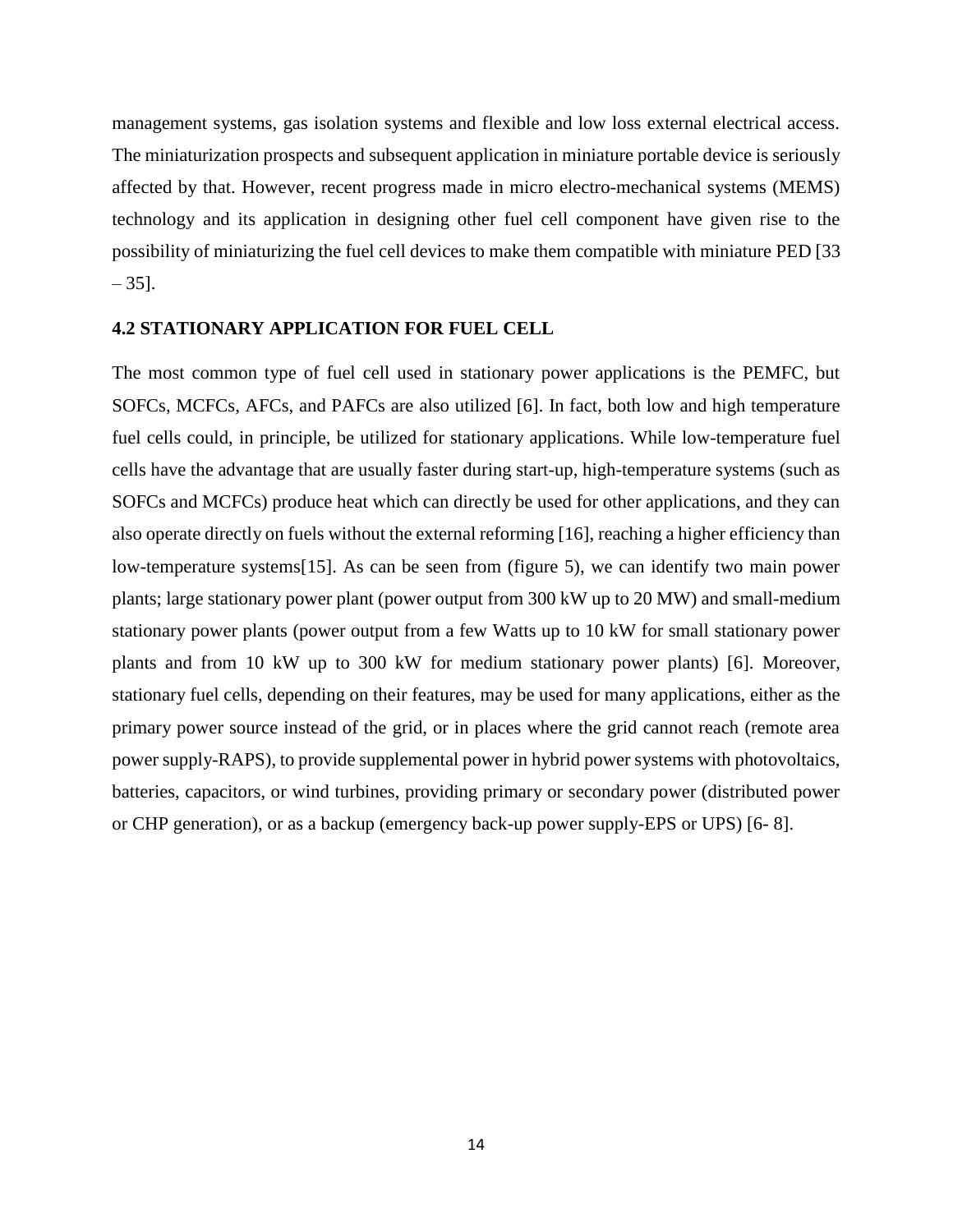management systems, gas isolation systems and flexible and low loss external electrical access. The miniaturization prospects and subsequent application in miniature portable device is seriously affected by that. However, recent progress made in micro electro-mechanical systems (MEMS) technology and its application in designing other fuel cell component have given rise to the possibility of miniaturizing the fuel cell devices to make them compatible with miniature PED [33 – 35].

### 4.2 STATIONARY APPLICATION FOR FUEL CELL

The most common type of fuel cell used in stationary power applications is the PEMFC, but SOFCs, MCFCs, AFCs, and PAFCs are also utilized [6]. In fact, both low and high temperature fuel cells could, in principle, be utilized for stationary applications. While low-temperature fuel cells have the advantage that are usually faster during start-up, high-temperature systems (such as SOFCs and MCFCs) produce heat which can directly be used for other applications, and they can also operate directly on fuels without the external reforming [16], reaching a higher efficiency than low-temperature systems[15]. As can be seen from (figure 5), we can identify two main power plants; large stationary power plant (power output from 300 kW up to 20 MW) and small-medium stationary power plants (power output from a few Watts up to 10 kW for small stationary power plants and from 10 kW up to 300 kW for medium stationary power plants) [6]. Moreover, stationary fuel cells, depending on their features, may be used for many applications, either as the primary power source instead of the grid, or in places where the grid cannot reach (remote area power supply-RAPS), to provide supplemental power in hybrid power systems with photovoltaics, batteries, capacitors, or wind turbines, providing primary or secondary power (distributed power or CHP generation), or as a backup (emergency back-up power supply-EPS or UPS) [6- 8].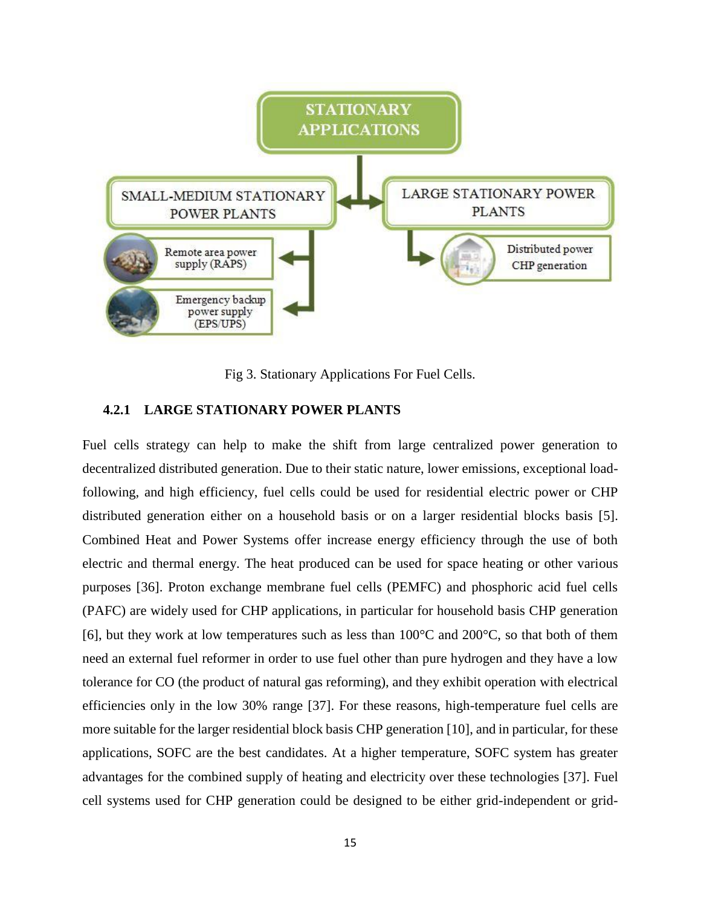STATIONARY APPLICATIONS

SMALL-MEDIUM STATIONARY POWER PLANTS

LARGE STATIONARY POWER PLANTS

Remote area power supply (RAPS)

Emergency backup power supply (EPS/UPS)

Distributed power CHP generation

Fig 3. Stationary Applications For Fuel Cells.

### 4.2.1 LARGE STATIONARY POWER PLANTS

Fuel cells strategy can help to make the shift from large centralized power generation to decentralized distributed generation. Due to their static nature, lower emissions, exceptional load-following, and high efficiency, fuel cells could be used for residential electric power or CHP distributed generation either on a household basis or on a larger residential blocks basis [5]. Combined Heat and Power Systems offer increase energy efficiency through the use of both electric and thermal energy. The heat produced can be used for space heating or other various purposes [36]. Proton exchange membrane fuel cells (PEMFC) and phosphoric acid fuel cells (PAFC) are widely used for CHP applications, in particular for household basis CHP generation [6], but they work at low temperatures such as less than 100°C and 200°C, so that both of them need an external fuel reformer in order to use fuel other than pure hydrogen and they have a low tolerance for CO (the product of natural gas reforming), and they exhibit operation with electrical efficiencies only in the low 30% range [37]. For these reasons, high-temperature fuel cells are more suitable for the larger residential block basis CHP generation [10], and in particular, for these applications, SOFC are the best candidates. At a higher temperature, SOFC system has greater advantages for the combined supply of heating and electricity over these technologies [37]. Fuel cell systems used for CHP generation could be designed to be either grid-independent or grid-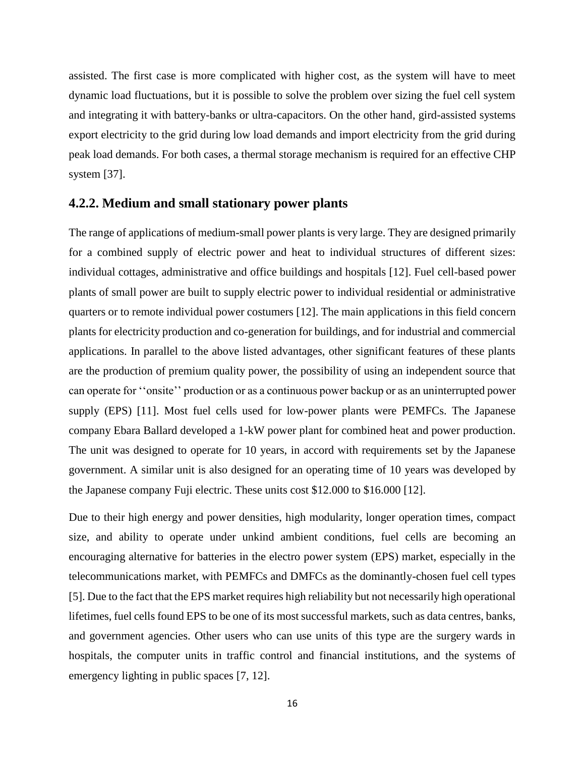assisted. The first case is more complicated with higher cost, as the system will have to meet dynamic load fluctuations, but it is possible to solve the problem over sizing the fuel cell system and integrating it with battery-banks or ultra-capacitors. On the other hand, gird-assisted systems export electricity to the grid during low load demands and import electricity from the grid during peak load demands. For both cases, a thermal storage mechanism is required for an effective CHP system [37].

### 4.2.2. Medium and small stationary power plants

The range of applications of medium-small power plants is very large. They are designed primarily for a combined supply of electric power and heat to individual structures of different sizes: individual cottages, administrative and office buildings and hospitals [12]. Fuel cell-based power plants of small power are built to supply electric power to individual residential or administrative quarters or to remote individual power costumers [12]. The main applications in this field concern plants for electricity production and co-generation for buildings, and for industrial and commercial applications. In parallel to the above listed advantages, other significant features of these plants are the production of premium quality power, the possibility of using an independent source that can operate for ''onsite'' production or as a continuous power backup or as an uninterrupted power supply (EPS) [11]. Most fuel cells used for low-power plants were PEMFCs. The Japanese company Ebara Ballard developed a 1-kW power plant for combined heat and power production. The unit was designed to operate for 10 years, in accord with requirements set by the Japanese government. A similar unit is also designed for an operating time of 10 years was developed by the Japanese company Fuji electric. These units cost \$12.000 to \$16.000 [12].

Due to their high energy and power densities, high modularity, longer operation times, compact size, and ability to operate under unkind ambient conditions, fuel cells are becoming an encouraging alternative for batteries in the electro power system (EPS) market, especially in the telecommunications market, with PEMFCs and DMFCs as the dominantly-chosen fuel cell types [5]. Due to the fact that the EPS market requires high reliability but not necessarily high operational lifetimes, fuel cells found EPS to be one of its most successful markets, such as data centres, banks, and government agencies. Other users who can use units of this type are the surgery wards in hospitals, the computer units in traffic control and financial institutions, and the systems of emergency lighting in public spaces [7, 12].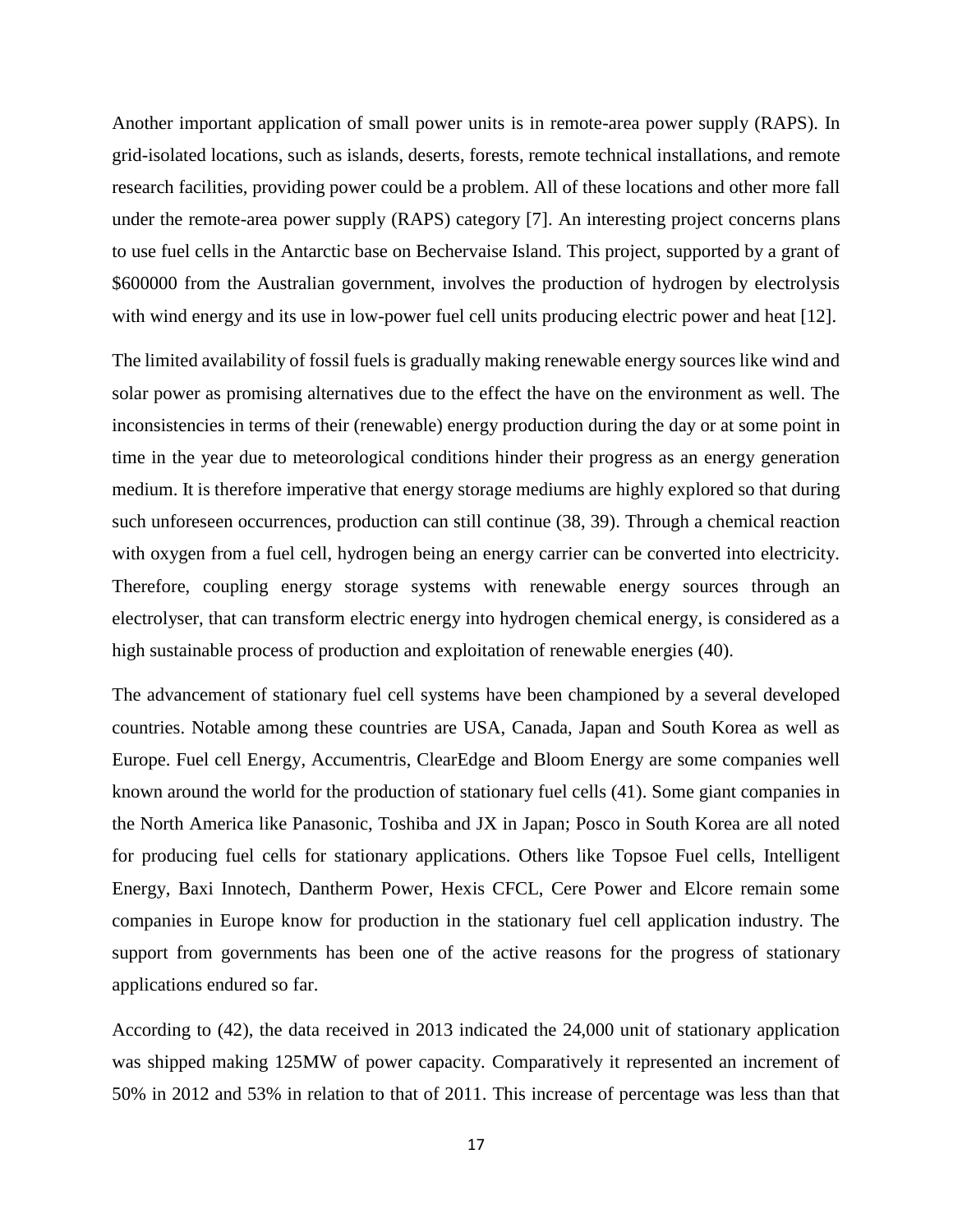Another important application of small power units is in remote-area power supply (RAPS). In grid-isolated locations, such as islands, deserts, forests, remote technical installations, and remote research facilities, providing power could be a problem. All of these locations and other more fall under the remote-area power supply (RAPS) category [7]. An interesting project concerns plans to use fuel cells in the Antarctic base on Bechervaise Island. This project, supported by a grant of $600000 from the Australian government, involves the production of hydrogen by electrolysis with wind energy and its use in low-power fuel cell units producing electric power and heat [12].

The limited availability of fossil fuels is gradually making renewable energy sources like wind and solar power as promising alternatives due to the effect the have on the environment as well. The inconsistencies in terms of their (renewable) energy production during the day or at some point in time in the year due to meteorological conditions hinder their progress as an energy generation medium. It is therefore imperative that energy storage mediums are highly explored so that during such unforeseen occurrences, production can still continue (38, 39). Through a chemical reaction with oxygen from a fuel cell, hydrogen being an energy carrier can be converted into electricity. Therefore, coupling energy storage systems with renewable energy sources through an electrolyser, that can transform electric energy into hydrogen chemical energy, is considered as a high sustainable process of production and exploitation of renewable energies (40).

The advancement of stationary fuel cell systems have been championed by a several developed countries. Notable among these countries are USA, Canada, Japan and South Korea as well as Europe. Fuel cell Energy, Accumentris, ClearEdge and Bloom Energy are some companies well known around the world for the production of stationary fuel cells (41). Some giant companies in the North America like Panasonic, Toshiba and JX in Japan; Posco in South Korea are all noted for producing fuel cells for stationary applications. Others like Topsoe Fuel cells, Intelligent Energy, Baxi Innotech, Dantherm Power, Hexis CFCL, Cere Power and Elcore remain some companies in Europe know for production in the stationary fuel cell application industry. The support from governments has been one of the active reasons for the progress of stationary applications endured so far.

According to (42), the data received in 2013 indicated the 24,000 unit of stationary application was shipped making 125MW of power capacity. Comparatively it represented an increment of 50% in 2012 and 53% in relation to that of 2011. This increase of percentage was less than that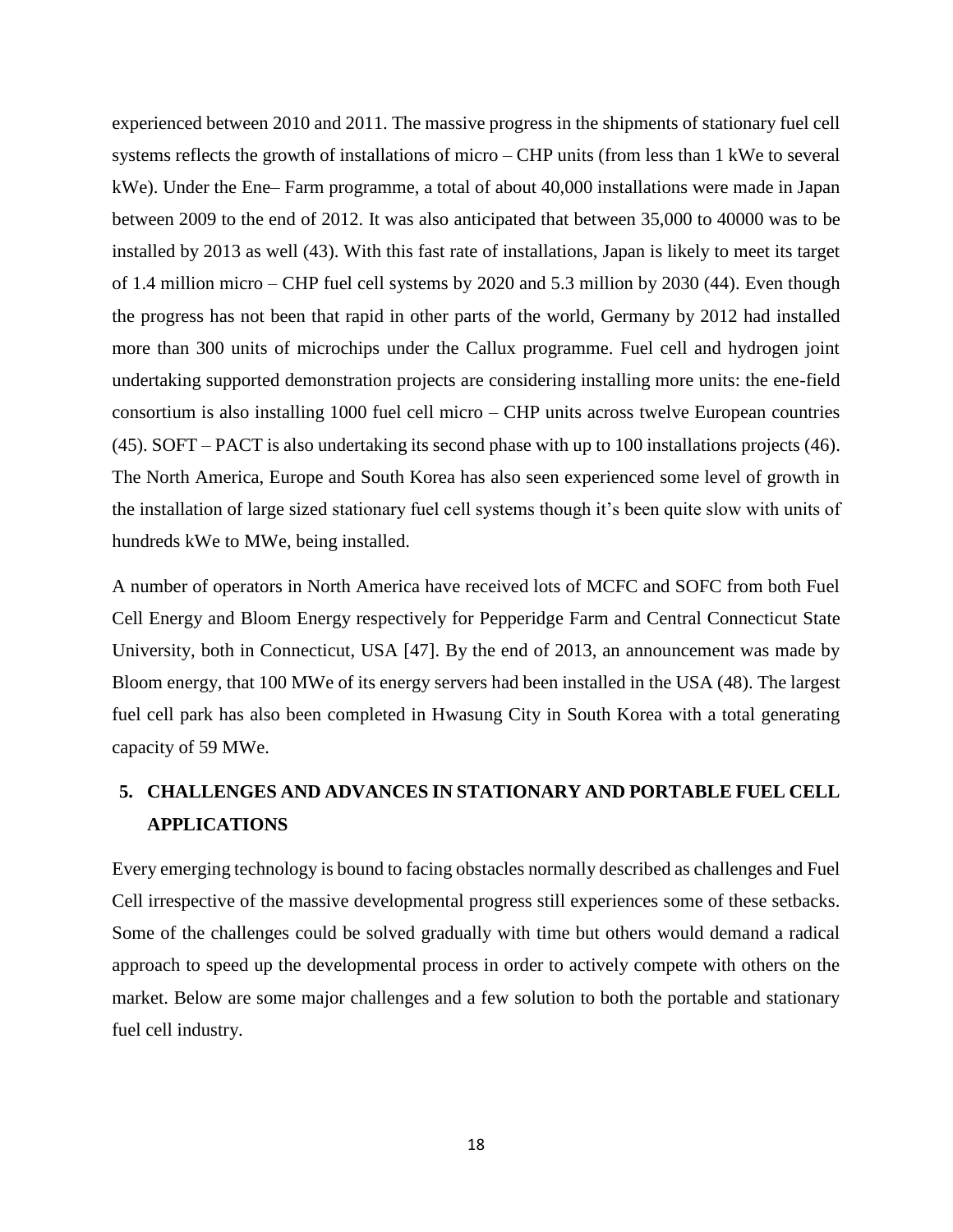experienced between 2010 and 2011. The massive progress in the shipments of stationary fuel cell systems reflects the growth of installations of micro – CHP units (from less than 1 kWe to several kWe). Under the Ene– Farm programme, a total of about 40,000 installations were made in Japan between 2009 to the end of 2012. It was also anticipated that between 35,000 to 40000 was to be installed by 2013 as well (43). With this fast rate of installations, Japan is likely to meet its target of 1.4 million micro – CHP fuel cell systems by 2020 and 5.3 million by 2030 (44). Even though the progress has not been that rapid in other parts of the world, Germany by 2012 had installed more than 300 units of microchips under the Callux programme. Fuel cell and hydrogen joint undertaking supported demonstration projects are considering installing more units: the ene-field consortium is also installing 1000 fuel cell micro – CHP units across twelve European countries (45). SOFT – PACT is also undertaking its second phase with up to 100 installations projects (46). The North America, Europe and South Korea has also seen experienced some level of growth in the installation of large sized stationary fuel cell systems though it's been quite slow with units of hundreds kWe to MWe, being installed.

A number of operators in North America have received lots of MCFC and SOFC from both Fuel Cell Energy and Bloom Energy respectively for Pepperidge Farm and Central Connecticut State University, both in Connecticut, USA [47]. By the end of 2013, an announcement was made by Bloom energy, that 100 MWe of its energy servers had been installed in the USA (48). The largest fuel cell park has also been completed in Hwasung City in South Korea with a total generating capacity of 59 MWe.

## 5. CHALLENGES AND ADVANCES IN STATIONARY AND PORTABLE FUEL CELL APPLICATIONS

Every emerging technology is bound to facing obstacles normally described as challenges and Fuel Cell irrespective of the massive developmental progress still experiences some of these setbacks. Some of the challenges could be solved gradually with time but others would demand a radical approach to speed up the developmental process in order to actively compete with others on the market. Below are some major challenges and a few solution to both the portable and stationary fuel cell industry.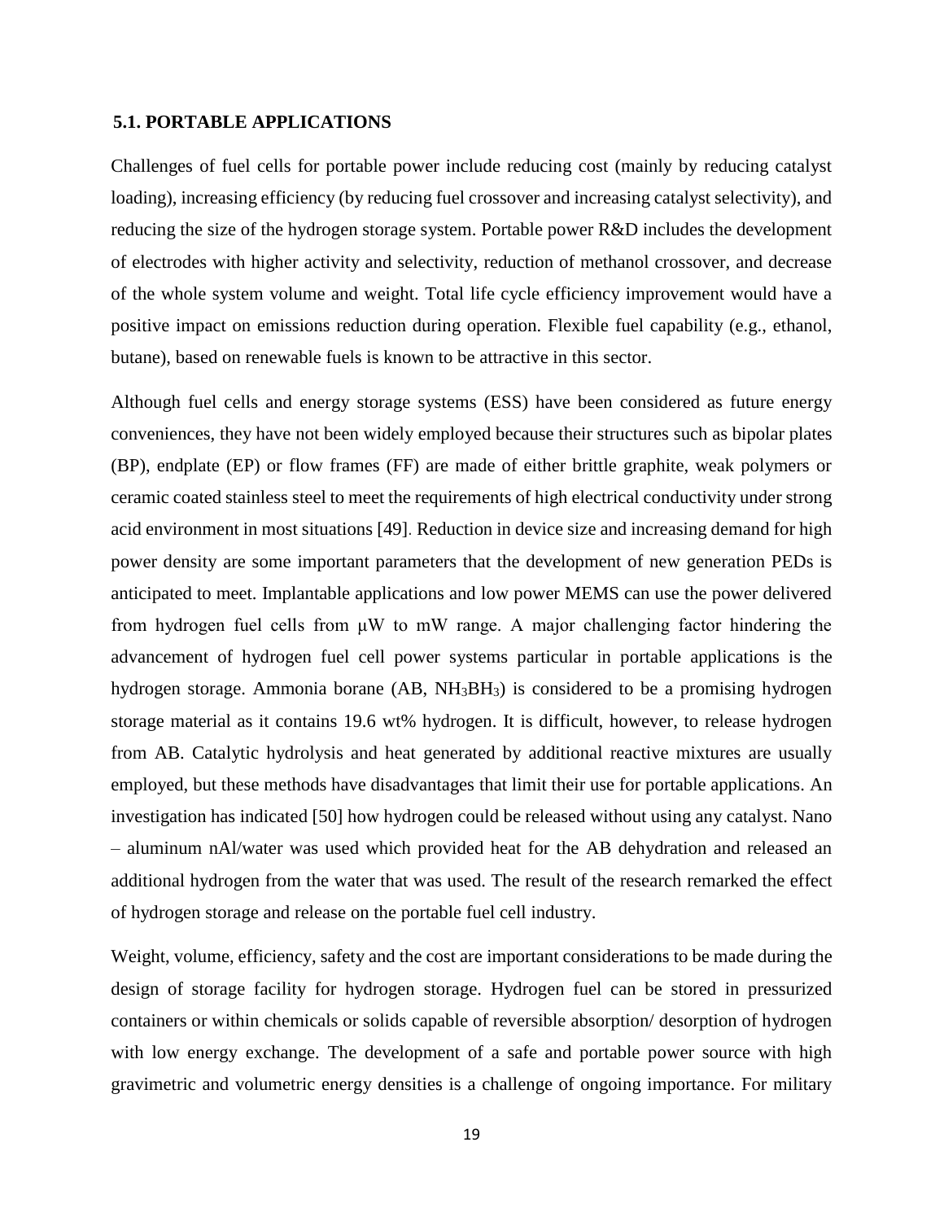### 5.1. PORTABLE APPLICATIONS

Challenges of fuel cells for portable power include reducing cost (mainly by reducing catalyst loading), increasing efficiency (by reducing fuel crossover and increasing catalyst selectivity), and reducing the size of the hydrogen storage system. Portable power R&D includes the development of electrodes with higher activity and selectivity, reduction of methanol crossover, and decrease of the whole system volume and weight. Total life cycle efficiency improvement would have a positive impact on emissions reduction during operation. Flexible fuel capability (e.g., ethanol, butane), based on renewable fuels is known to be attractive in this sector.

Although fuel cells and energy storage systems (ESS) have been considered as future energy conveniences, they have not been widely employed because their structures such as bipolar plates (BP), endplate (EP) or flow frames (FF) are made of either brittle graphite, weak polymers or ceramic coated stainless steel to meet the requirements of high electrical conductivity under strong acid environment in most situations [49]. Reduction in device size and increasing demand for high power density are some important parameters that the development of new generation PEDs is anticipated to meet. Implantable applications and low power MEMS can use the power delivered from hydrogen fuel cells from μW to mW range. A major challenging factor hindering the advancement of hydrogen fuel cell power systems particular in portable applications is the hydrogen storage. Ammonia borane (AB, $NH_3BH_3$) is considered to be a promising hydrogen storage material as it contains 19.6 wt% hydrogen. It is difficult, however, to release hydrogen from AB. Catalytic hydrolysis and heat generated by additional reactive mixtures are usually employed, but these methods have disadvantages that limit their use for portable applications. An investigation has indicated [50] how hydrogen could be released without using any catalyst. Nano – aluminum nAl/water was used which provided heat for the AB dehydration and released an additional hydrogen from the water that was used. The result of the research remarked the effect of hydrogen storage and release on the portable fuel cell industry.

Weight, volume, efficiency, safety and the cost are important considerations to be made during the design of storage facility for hydrogen storage. Hydrogen fuel can be stored in pressurized containers or within chemicals or solids capable of reversible absorption/ desorption of hydrogen with low energy exchange. The development of a safe and portable power source with high gravimetric and volumetric energy densities is a challenge of ongoing importance. For military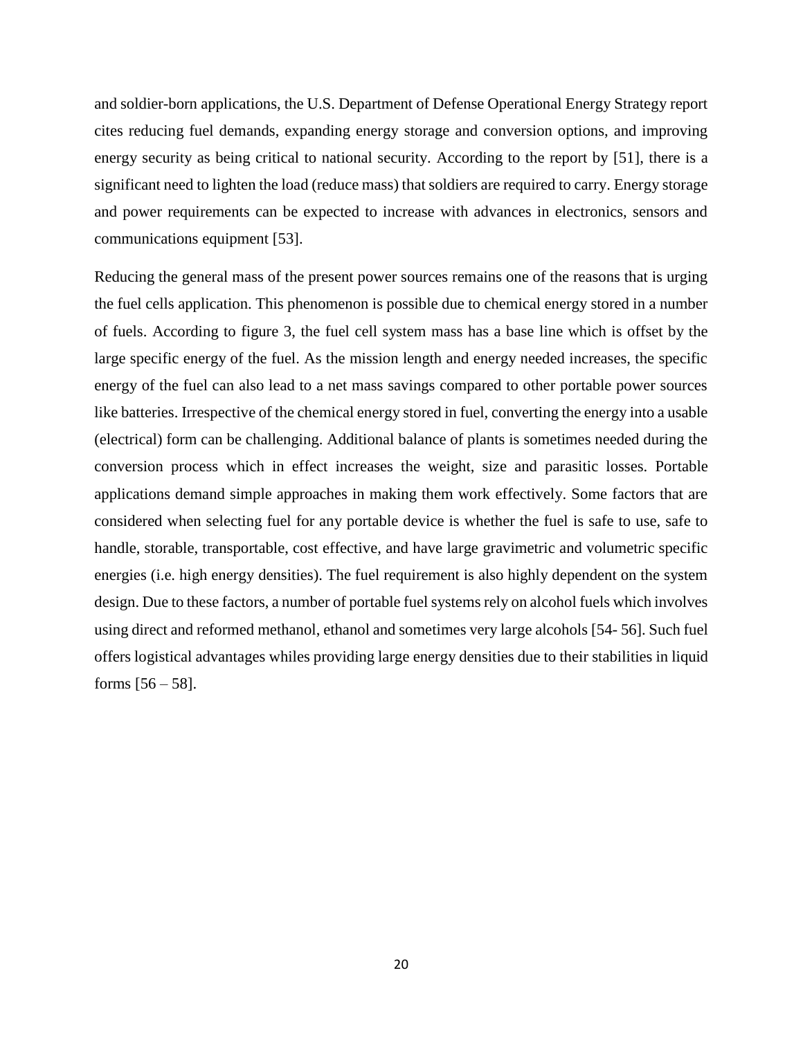and soldier-born applications, the U.S. Department of Defense Operational Energy Strategy report cites reducing fuel demands, expanding energy storage and conversion options, and improving energy security as being critical to national security. According to the report by [51], there is a significant need to lighten the load (reduce mass) that soldiers are required to carry. Energy storage and power requirements can be expected to increase with advances in electronics, sensors and communications equipment [53].

Reducing the general mass of the present power sources remains one of the reasons that is urging the fuel cells application. This phenomenon is possible due to chemical energy stored in a number of fuels. According to figure 3, the fuel cell system mass has a base line which is offset by the large specific energy of the fuel. As the mission length and energy needed increases, the specific energy of the fuel can also lead to a net mass savings compared to other portable power sources like batteries. Irrespective of the chemical energy stored in fuel, converting the energy into a usable (electrical) form can be challenging. Additional balance of plants is sometimes needed during the conversion process which in effect increases the weight, size and parasitic losses. Portable applications demand simple approaches in making them work effectively. Some factors that are considered when selecting fuel for any portable device is whether the fuel is safe to use, safe to handle, storable, transportable, cost effective, and have large gravimetric and volumetric specific energies (i.e. high energy densities). The fuel requirement is also highly dependent on the system design. Due to these factors, a number of portable fuel systems rely on alcohol fuels which involves using direct and reformed methanol, ethanol and sometimes very large alcohols [54- 56]. Such fuel offers logistical advantages whiles providing large energy densities due to their stabilities in liquid forms [56 – 58].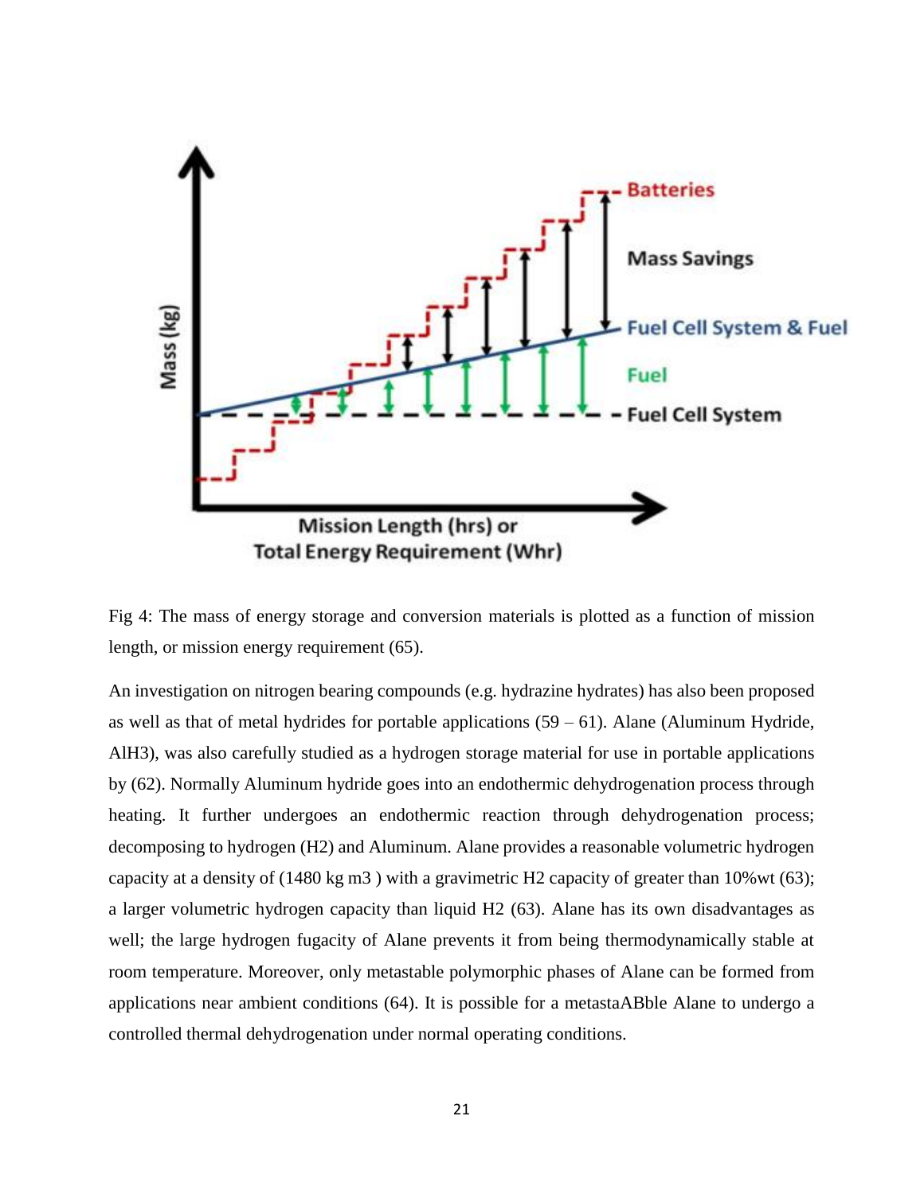Fig 4: The mass of energy storage and conversion materials is plotted as a function of mission length, or mission energy requirement (65).

An investigation on nitrogen bearing compounds (e.g. hydrazine hydrates) has also been proposed as well as that of metal hydrides for portable applications (59 – 61). Alane (Aluminum Hydride, $AlH_3$), was also carefully studied as a hydrogen storage material for use in portable applications by (62). Normally Aluminum hydride goes into an endothermic dehydrogenation process through heating. It further undergoes an endothermic reaction through dehydrogenation process; decomposing to hydrogen ($H_2$) and Aluminum. Alane provides a reasonable volumetric hydrogen capacity at a density of (1480 kg m3 ) with a gravimetric $H_2$ capacity of greater than 10%wt (63); a larger volumetric hydrogen capacity than liquid $H_2$ (63). Alane has its own disadvantages as well; the large hydrogen fugacity of Alane prevents it from being thermodynamically stable at room temperature. Moreover, only metastable polymorphic phases of Alane can be formed from applications near ambient conditions (64). It is possible for a metastaABble Alane to undergo a controlled thermal dehydrogenation under normal operating conditions.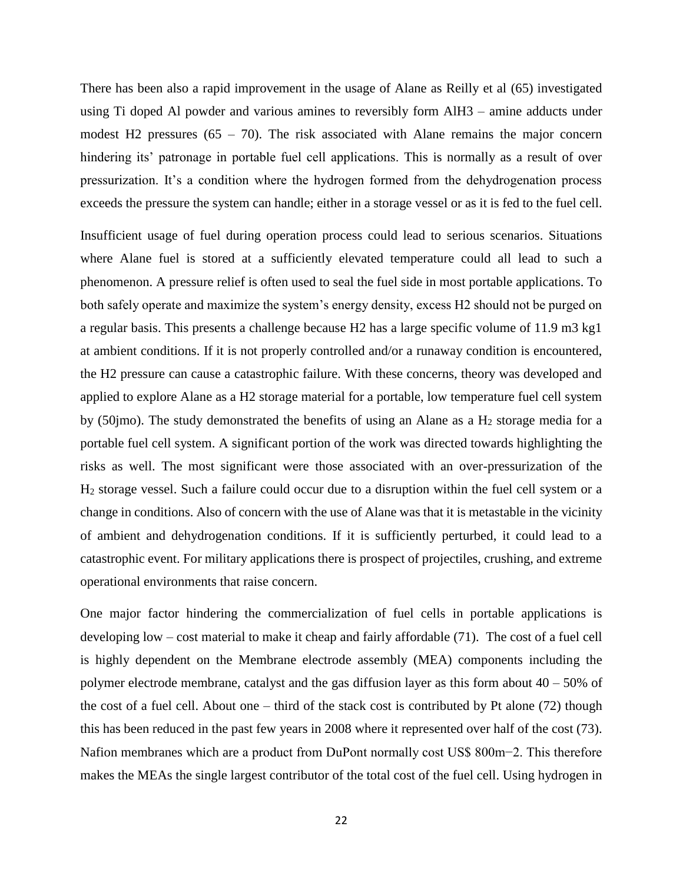There has been also a rapid improvement in the usage of Alane as Reilly et al (65) investigated using Ti doped Al powder and various amines to reversibly form $AlH_3$ – amine adducts under modest $H_2$ pressures (65 – 70). The risk associated with Alane remains the major concern hindering its' patronage in portable fuel cell applications. This is normally as a result of over pressurization. It's a condition where the hydrogen formed from the dehydrogenation process exceeds the pressure the system can handle; either in a storage vessel or as it is fed to the fuel cell.

Insufficient usage of fuel during operation process could lead to serious scenarios. Situations where Alane fuel is stored at a sufficiently elevated temperature could all lead to such a phenomenon. A pressure relief is often used to seal the fuel side in most portable applications. To both safely operate and maximize the system's energy density, excess $H_2$ should not be purged on a regular basis. This presents a challenge because $H_2$ has a large specific volume of 11.9 m3 kg1 at ambient conditions. If it is not properly controlled and/or a runaway condition is encountered, the $H_2$ pressure can cause a catastrophic failure. With these concerns, theory was developed and applied to explore Alane as a $H_2$ storage material for a portable, low temperature fuel cell system by (50jmo). The study demonstrated the benefits of using an Alane as a $H_2$ storage media for a portable fuel cell system. A significant portion of the work was directed towards highlighting the risks as well. The most significant were those associated with an over-pressurization of the $H_2$ storage vessel. Such a failure could occur due to a disruption within the fuel cell system or a change in conditions. Also of concern with the use of Alane was that it is metastable in the vicinity of ambient and dehydrogenation conditions. If it is sufficiently perturbed, it could lead to a catastrophic event. For military applications there is prospect of projectiles, crushing, and extreme operational environments that raise concern.

One major factor hindering the commercialization of fuel cells in portable applications is developing low – cost material to make it cheap and fairly affordable (71). The cost of a fuel cell is highly dependent on the Membrane electrode assembly (MEA) components including the polymer electrode membrane, catalyst and the gas diffusion layer as this form about 40 – 50% of the cost of a fuel cell. About one – third of the stack cost is contributed by Pt alone (72) though this has been reduced in the past few years in 2008 where it represented over half of the cost (73). Nafion membranes which are a product from DuPont normally cost US\$ $800m^{-2}$. This therefore makes the MEAs the single largest contributor of the total cost of the fuel cell. Using hydrogen in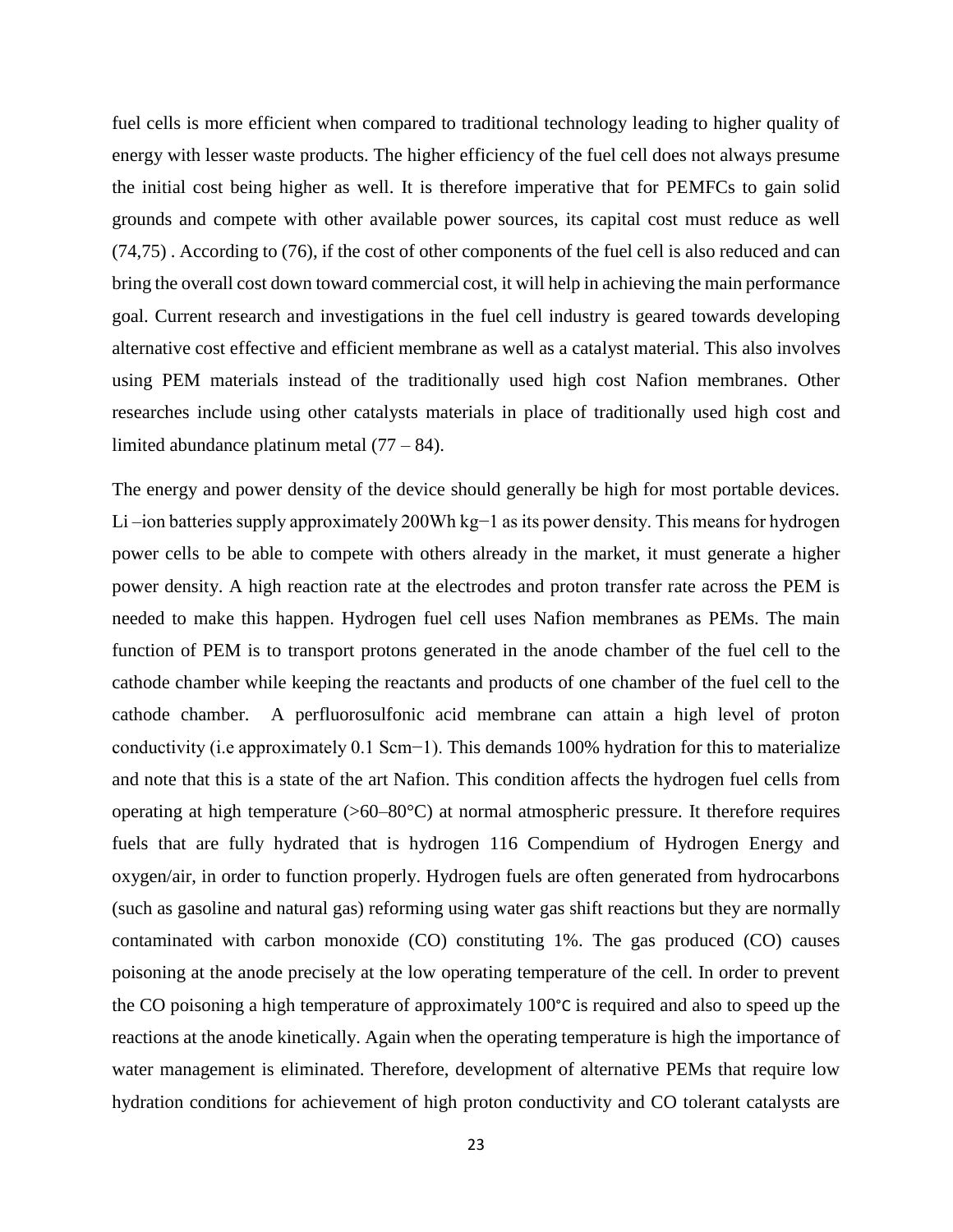fuel cells is more efficient when compared to traditional technology leading to higher quality of energy with lesser waste products. The higher efficiency of the fuel cell does not always presume the initial cost being higher as well. It is therefore imperative that for PEMFCs to gain solid grounds and compete with other available power sources, its capital cost must reduce as well (74,75) . According to (76), if the cost of other components of the fuel cell is also reduced and can bring the overall cost down toward commercial cost, it will help in achieving the main performance goal. Current research and investigations in the fuel cell industry is geared towards developing alternative cost effective and efficient membrane as well as a catalyst material. This also involves using PEM materials instead of the traditionally used high cost Nafion membranes. Other researches include using other catalysts materials in place of traditionally used high cost and limited abundance platinum metal (77 – 84).

The energy and power density of the device should generally be high for most portable devices. Li –ion batteries supply approximately 200Wh $kg^{-1}$ as its power density. This means for hydrogen power cells to be able to compete with others already in the market, it must generate a higher power density. A high reaction rate at the electrodes and proton transfer rate across the PEM is needed to make this happen. Hydrogen fuel cell uses Nafion membranes as PEMs. The main function of PEM is to transport protons generated in the anode chamber of the fuel cell to the cathode chamber while keeping the reactants and products of one chamber of the fuel cell to the cathode chamber. A perfluorosulfonic acid membrane can attain a high level of proton conductivity (i.e approximately 0.1 $Scm^{-1}$). This demands 100% hydration for this to materialize and note that this is a state of the art Nafion. This condition affects the hydrogen fuel cells from operating at high temperature (>60–80°C) at normal atmospheric pressure. It therefore requires fuels that are fully hydrated that is hydrogen 116 Compendium of Hydrogen Energy and oxygen/air, in order to function properly. Hydrogen fuels are often generated from hydrocarbons (such as gasoline and natural gas) reforming using water gas shift reactions but they are normally contaminated with carbon monoxide (CO) constituting 1%. The gas produced (CO) causes poisoning at the anode precisely at the low operating temperature of the cell. In order to prevent the CO poisoning a high temperature of approximately 100℃ is required and also to speed up the reactions at the anode kinetically. Again when the operating temperature is high the importance of water management is eliminated. Therefore, development of alternative PEMs that require low hydration conditions for achievement of high proton conductivity and CO tolerant catalysts are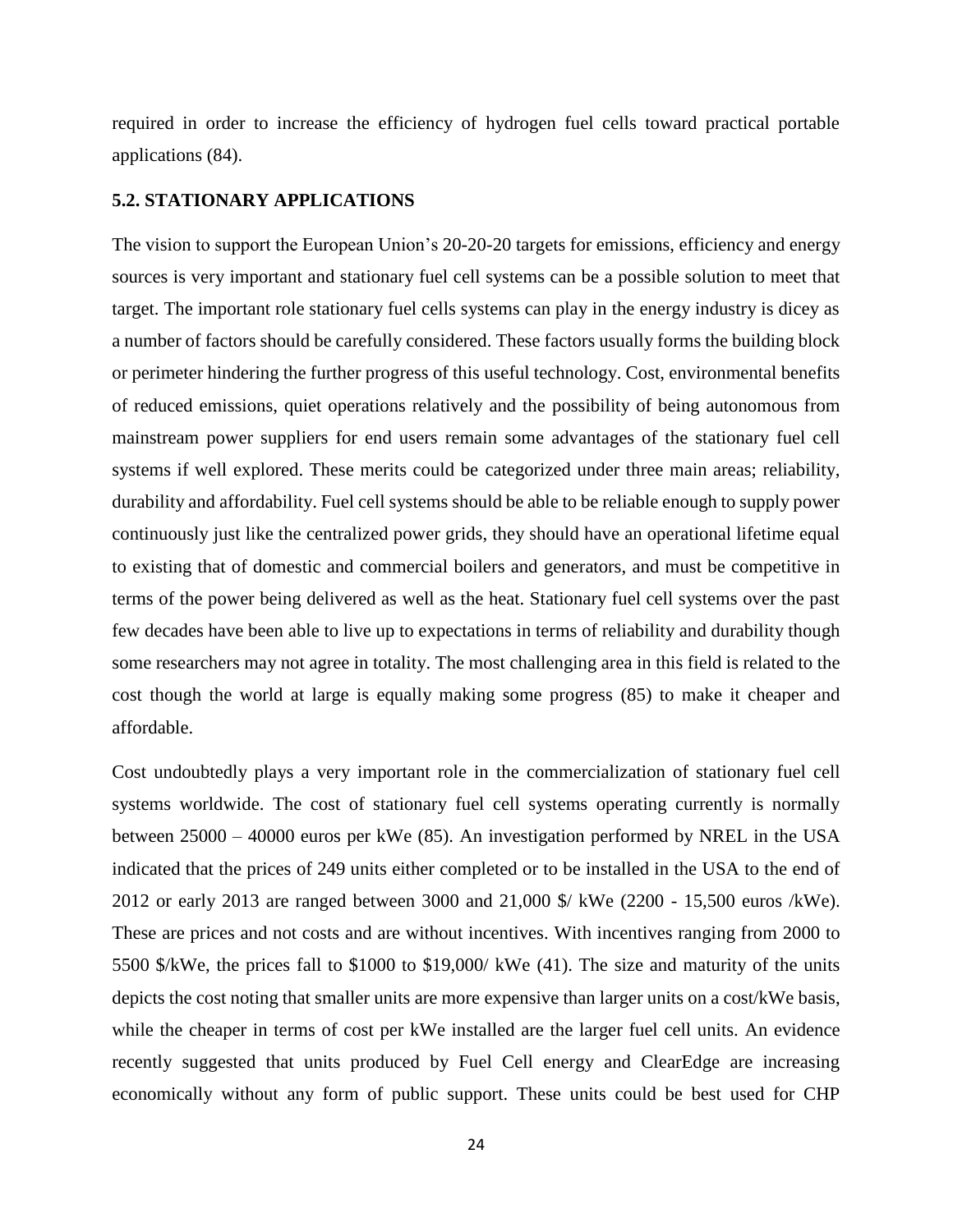required in order to increase the efficiency of hydrogen fuel cells toward practical portable applications (84).

### 5.2. STATIONARY APPLICATIONS

The vision to support the European Union's 20-20-20 targets for emissions, efficiency and energy sources is very important and stationary fuel cell systems can be a possible solution to meet that target. The important role stationary fuel cells systems can play in the energy industry is dicey as a number of factors should be carefully considered. These factors usually forms the building block or perimeter hindering the further progress of this useful technology. Cost, environmental benefits of reduced emissions, quiet operations relatively and the possibility of being autonomous from mainstream power suppliers for end users remain some advantages of the stationary fuel cell systems if well explored. These merits could be categorized under three main areas; reliability, durability and affordability. Fuel cell systems should be able to be reliable enough to supply power continuously just like the centralized power grids, they should have an operational lifetime equal to existing that of domestic and commercial boilers and generators, and must be competitive in terms of the power being delivered as well as the heat. Stationary fuel cell systems over the past few decades have been able to live up to expectations in terms of reliability and durability though some researchers may not agree in totality. The most challenging area in this field is related to the cost though the world at large is equally making some progress (85) to make it cheaper and affordable.

Cost undoubtedly plays a very important role in the commercialization of stationary fuel cell systems worldwide. The cost of stationary fuel cell systems operating currently is normally between 25000 – 40000 euros per kWe (85). An investigation performed by NREL in the USA indicated that the prices of 249 units either completed or to be installed in the USA to the end of 2012 or early 2013 are ranged between 3000 and 21,000 $/ kWe (2200 - 15,500 euros /kWe). These are prices and not costs and are without incentives. With incentives ranging from 2000 to 5500 $/kWe, the prices fall to $1000 to $19,000/ kWe (41). The size and maturity of the units depicts the cost noting that smaller units are more expensive than larger units on a cost/kWe basis, while the cheaper in terms of cost per kWe installed are the larger fuel cell units. An evidence recently suggested that units produced by Fuel Cell energy and ClearEdge are increasing economically without any form of public support. These units could be best used for CHP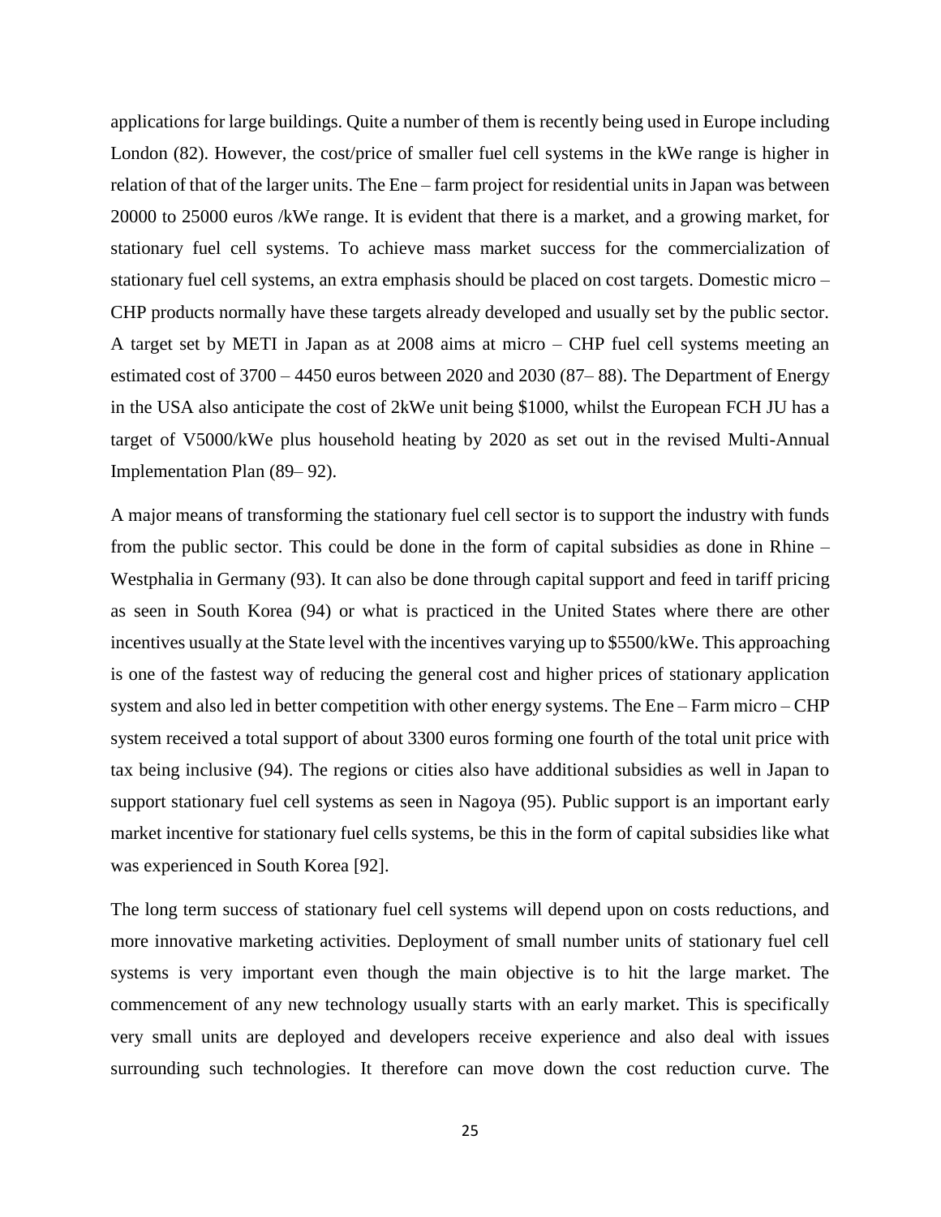applications for large buildings. Quite a number of them is recently being used in Europe including London (82). However, the cost/price of smaller fuel cell systems in the kWe range is higher in relation of that of the larger units. The Ene – farm project for residential units in Japan was between 20000 to 25000 euros /kWe range. It is evident that there is a market, and a growing market, for stationary fuel cell systems. To achieve mass market success for the commercialization of stationary fuel cell systems, an extra emphasis should be placed on cost targets. Domestic micro – CHP products normally have these targets already developed and usually set by the public sector. A target set by METI in Japan as at 2008 aims at micro – CHP fuel cell systems meeting an estimated cost of 3700 – 4450 euros between 2020 and 2030 (87– 88). The Department of Energy in the USA also anticipate the cost of 2kWe unit being $1000, whilst the European FCH JU has a target of V5000/kWe plus household heating by 2020 as set out in the revised Multi-Annual Implementation Plan (89– 92).

A major means of transforming the stationary fuel cell sector is to support the industry with funds from the public sector. This could be done in the form of capital subsidies as done in Rhine – Westphalia in Germany (93). It can also be done through capital support and feed in tariff pricing as seen in South Korea (94) or what is practiced in the United States where there are other incentives usually at the State level with the incentives varying up to $5500/kWe. This approaching is one of the fastest way of reducing the general cost and higher prices of stationary application system and also led in better competition with other energy systems. The Ene – Farm micro – CHP system received a total support of about 3300 euros forming one fourth of the total unit price with tax being inclusive (94). The regions or cities also have additional subsidies as well in Japan to support stationary fuel cell systems as seen in Nagoya (95). Public support is an important early market incentive for stationary fuel cells systems, be this in the form of capital subsidies like what was experienced in South Korea [92].

The long term success of stationary fuel cell systems will depend upon on costs reductions, and more innovative marketing activities. Deployment of small number units of stationary fuel cell systems is very important even though the main objective is to hit the large market. The commencement of any new technology usually starts with an early market. This is specifically very small units are deployed and developers receive experience and also deal with issues surrounding such technologies. It therefore can move down the cost reduction curve. The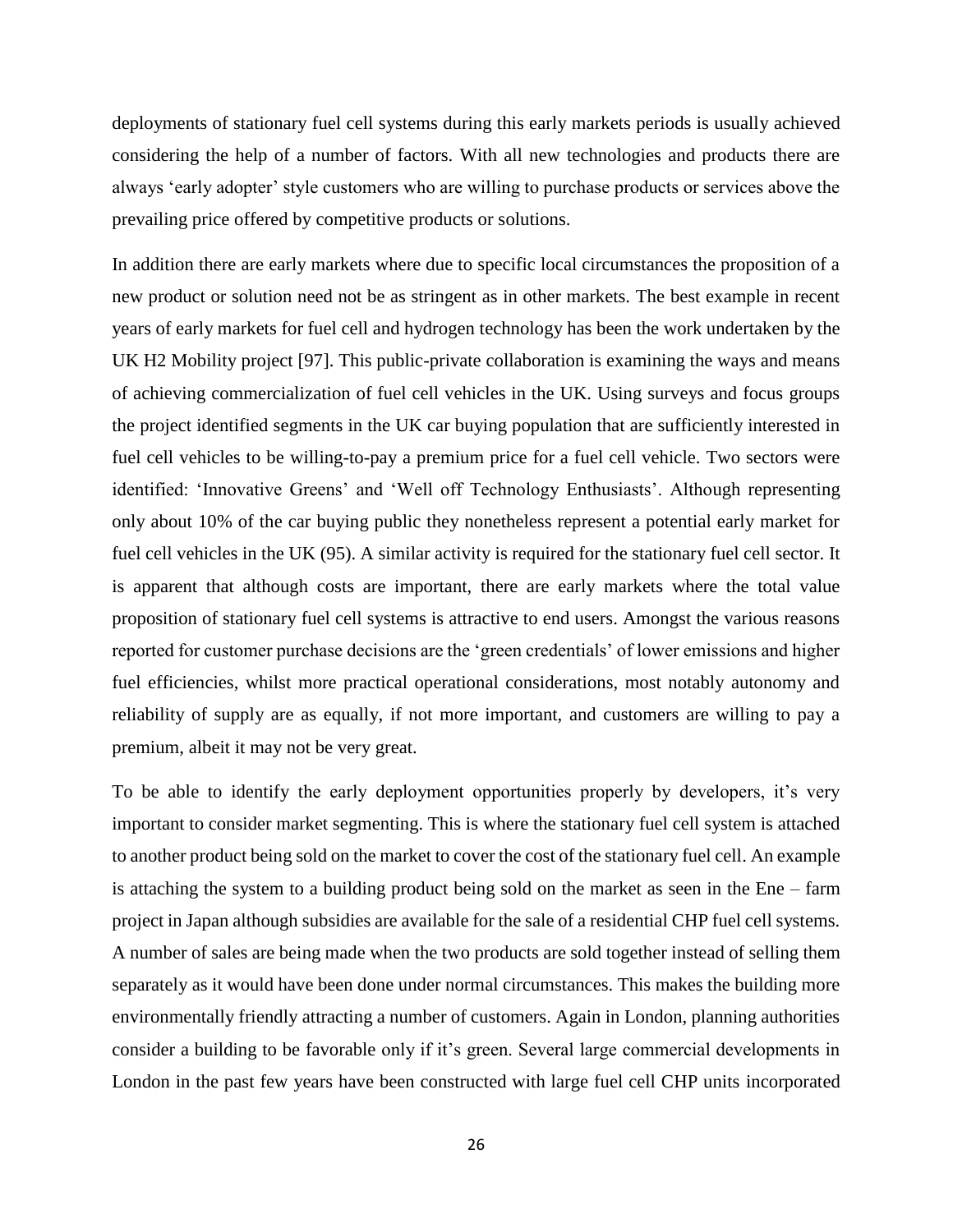deployments of stationary fuel cell systems during this early markets periods is usually achieved considering the help of a number of factors. With all new technologies and products there are always 'early adopter' style customers who are willing to purchase products or services above the prevailing price offered by competitive products or solutions.

In addition there are early markets where due to specific local circumstances the proposition of a new product or solution need not be as stringent as in other markets. The best example in recent years of early markets for fuel cell and hydrogen technology has been the work undertaken by the UK H2 Mobility project [97]. This public-private collaboration is examining the ways and means of achieving commercialization of fuel cell vehicles in the UK. Using surveys and focus groups the project identified segments in the UK car buying population that are sufficiently interested in fuel cell vehicles to be willing-to-pay a premium price for a fuel cell vehicle. Two sectors were identified: 'Innovative Greens' and 'Well off Technology Enthusiasts'. Although representing only about 10% of the car buying public they nonetheless represent a potential early market for fuel cell vehicles in the UK (95). A similar activity is required for the stationary fuel cell sector. It is apparent that although costs are important, there are early markets where the total value proposition of stationary fuel cell systems is attractive to end users. Amongst the various reasons reported for customer purchase decisions are the 'green credentials' of lower emissions and higher fuel efficiencies, whilst more practical operational considerations, most notably autonomy and reliability of supply are as equally, if not more important, and customers are willing to pay a premium, albeit it may not be very great.

To be able to identify the early deployment opportunities properly by developers, it's very important to consider market segmenting. This is where the stationary fuel cell system is attached to another product being sold on the market to cover the cost of the stationary fuel cell. An example is attaching the system to a building product being sold on the market as seen in the Ene – farm project in Japan although subsidies are available for the sale of a residential CHP fuel cell systems. A number of sales are being made when the two products are sold together instead of selling them separately as it would have been done under normal circumstances. This makes the building more environmentally friendly attracting a number of customers. Again in London, planning authorities consider a building to be favorable only if it's green. Several large commercial developments in London in the past few years have been constructed with large fuel cell CHP units incorporated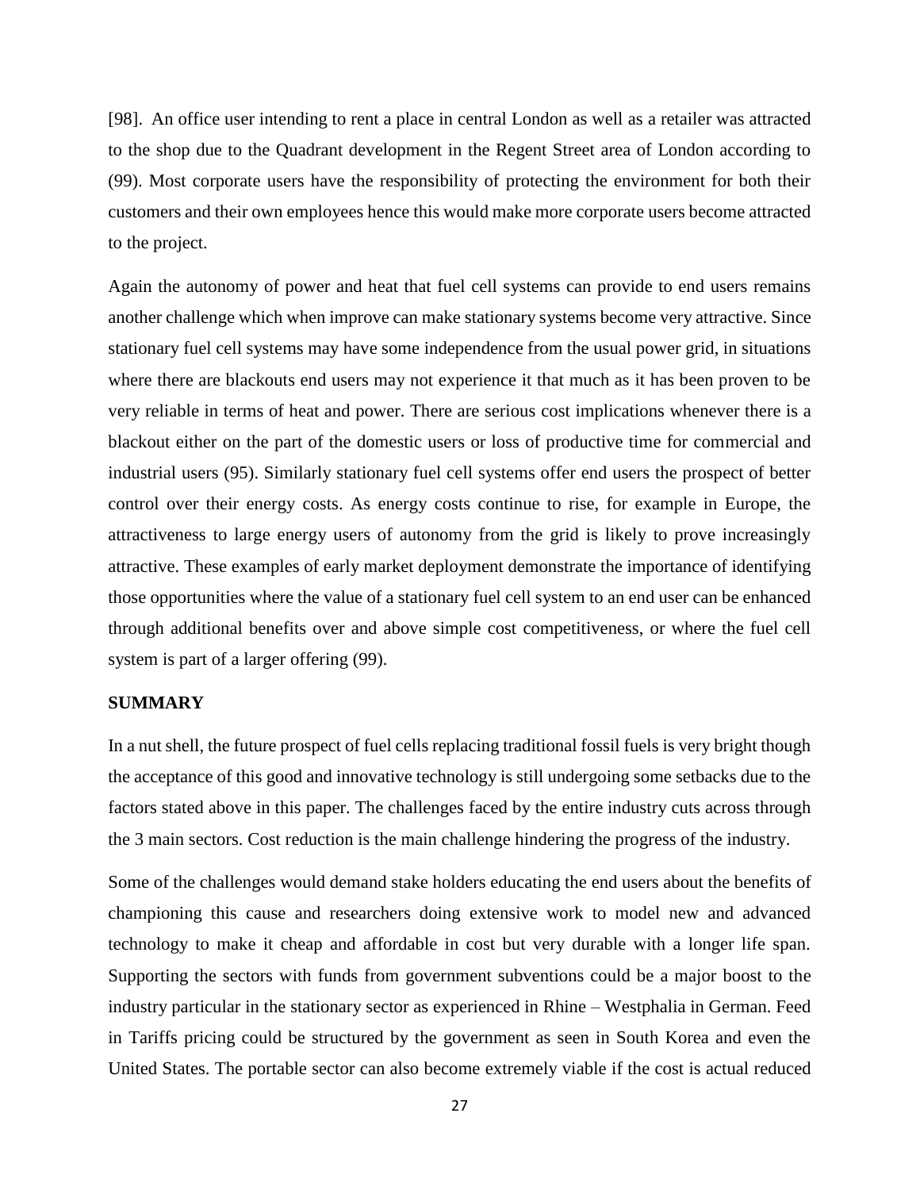[98]. An office user intending to rent a place in central London as well as a retailer was attracted to the shop due to the Quadrant development in the Regent Street area of London according to (99). Most corporate users have the responsibility of protecting the environment for both their customers and their own employees hence this would make more corporate users become attracted to the project.

Again the autonomy of power and heat that fuel cell systems can provide to end users remains another challenge which when improve can make stationary systems become very attractive. Since stationary fuel cell systems may have some independence from the usual power grid, in situations where there are blackouts end users may not experience it that much as it has been proven to be very reliable in terms of heat and power. There are serious cost implications whenever there is a blackout either on the part of the domestic users or loss of productive time for commercial and industrial users (95). Similarly stationary fuel cell systems offer end users the prospect of better control over their energy costs. As energy costs continue to rise, for example in Europe, the attractiveness to large energy users of autonomy from the grid is likely to prove increasingly attractive. These examples of early market deployment demonstrate the importance of identifying those opportunities where the value of a stationary fuel cell system to an end user can be enhanced through additional benefits over and above simple cost competitiveness, or where the fuel cell system is part of a larger offering (99).

**SUMMARY**

In a nut shell, the future prospect of fuel cells replacing traditional fossil fuels is very bright though the acceptance of this good and innovative technology is still undergoing some setbacks due to the factors stated above in this paper. The challenges faced by the entire industry cuts across through the 3 main sectors. Cost reduction is the main challenge hindering the progress of the industry.

Some of the challenges would demand stake holders educating the end users about the benefits of championing this cause and researchers doing extensive work to model new and advanced technology to make it cheap and affordable in cost but very durable with a longer life span. Supporting the sectors with funds from government subventions could be a major boost to the industry particular in the stationary sector as experienced in Rhine – Westphalia in German. Feed in Tariffs pricing could be structured by the government as seen in South Korea and even the United States. The portable sector can also become extremely viable if the cost is actual reduced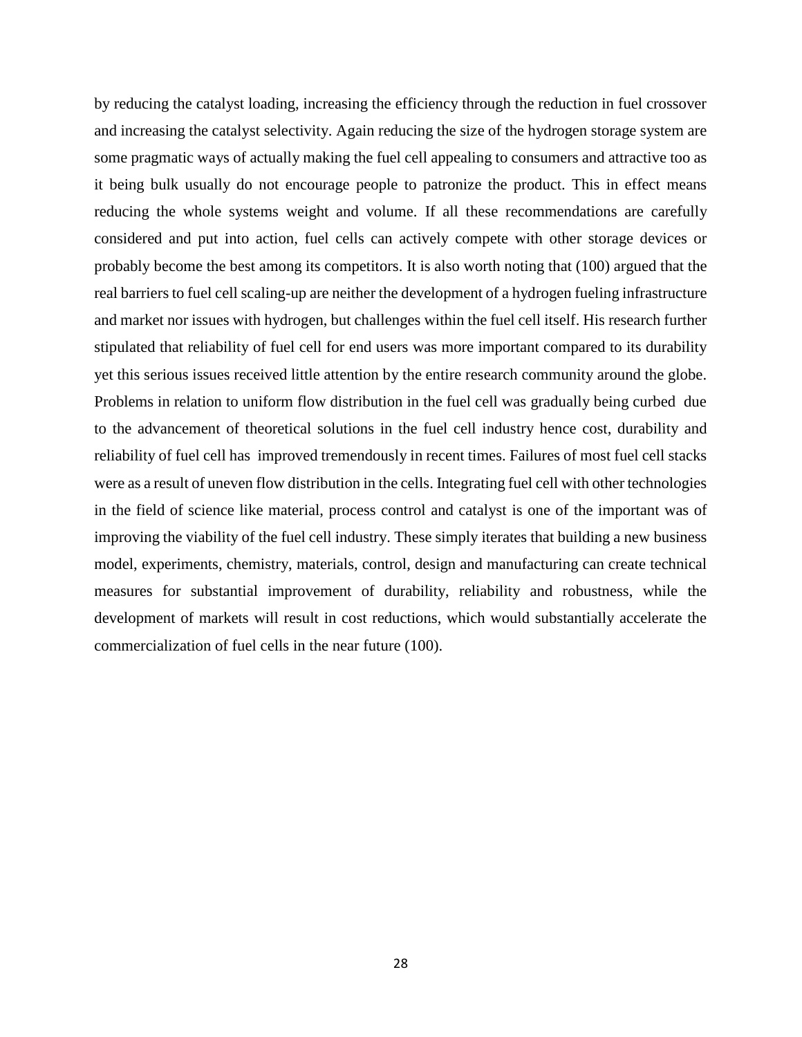by reducing the catalyst loading, increasing the efficiency through the reduction in fuel crossover and increasing the catalyst selectivity. Again reducing the size of the hydrogen storage system are some pragmatic ways of actually making the fuel cell appealing to consumers and attractive too as it being bulk usually do not encourage people to patronize the product. This in effect means reducing the whole systems weight and volume. If all these recommendations are carefully considered and put into action, fuel cells can actively compete with other storage devices or probably become the best among its competitors. It is also worth noting that (100) argued that the real barriers to fuel cell scaling-up are neither the development of a hydrogen fueling infrastructure and market nor issues with hydrogen, but challenges within the fuel cell itself. His research further stipulated that reliability of fuel cell for end users was more important compared to its durability yet this serious issues received little attention by the entire research community around the globe. Problems in relation to uniform flow distribution in the fuel cell was gradually being curbed due to the advancement of theoretical solutions in the fuel cell industry hence cost, durability and reliability of fuel cell has improved tremendously in recent times. Failures of most fuel cell stacks were as a result of uneven flow distribution in the cells. Integrating fuel cell with other technologies in the field of science like material, process control and catalyst is one of the important was of improving the viability of the fuel cell industry. These simply iterates that building a new business model, experiments, chemistry, materials, control, design and manufacturing can create technical measures for substantial improvement of durability, reliability and robustness, while the development of markets will result in cost reductions, which would substantially accelerate the commercialization of fuel cells in the near future (100).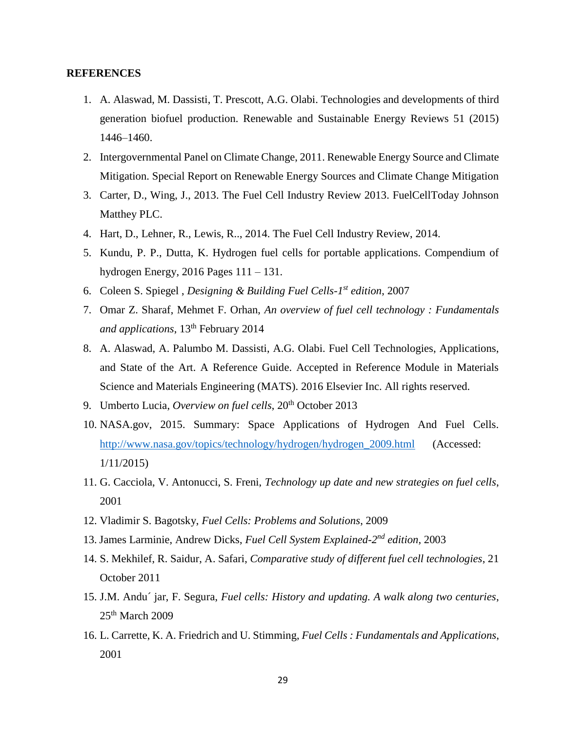**REFERENCES**

1. A. Alaswad, M. Dassisti, T. Prescott, A.G. Olabi. Technologies and developments of third generation biofuel production. Renewable and Sustainable Energy Reviews 51 (2015) 1446–1460.
2. Intergovernmental Panel on Climate Change, 2011. Renewable Energy Source and Climate Mitigation. Special Report on Renewable Energy Sources and Climate Change Mitigation
3. Carter, D., Wing, J., 2013. The Fuel Cell Industry Review 2013. FuelCellToday Johnson Matthey PLC.
4. Hart, D., Lehner, R., Lewis, R.., 2014. The Fuel Cell Industry Review, 2014.
5. Kundu, P. P., Dutta, K. Hydrogen fuel cells for portable applications. Compendium of hydrogen Energy, 2016 Pages 111 – 131.
6. Coleen S. Spiegel , *Designing & Building Fuel Cells-1st edition*, 2007
7. Omar Z. Sharaf, Mehmet F. Orhan, *An overview of fuel cell technology : Fundamentals and applications*, 13th February 2014
8. A. Alaswad, A. Palumbo M. Dassisti, A.G. Olabi. Fuel Cell Technologies, Applications, and State of the Art. A Reference Guide. Accepted in Reference Module in Materials Science and Materials Engineering (MATS). 2016 Elsevier Inc. All rights reserved.
9. Umberto Lucia, *Overview on fuel cells*, 20th October 2013
10. NASA.gov, 2015. Summary: Space Applications of Hydrogen And Fuel Cells. http://www.nasa.gov/topics/technology/hydrogen/hydrogen_2009.html (Accessed: 1/11/2015)
11. G. Cacciola, V. Antonucci, S. Freni, *Technology up date and new strategies on fuel cells*, 2001
12. Vladimir S. Bagotsky, *Fuel Cells: Problems and Solutions*, 2009
13. James Larminie, Andrew Dicks, *Fuel Cell System Explained-2nd edition*, 2003
14. S. Mekhilef, R. Saidur, A. Safari, *Comparative study of different fuel cell technologies*, 21 October 2011
15. J.M. Andu´ jar, F. Segura, *Fuel cells: History and updating. A walk along two centuries*, 25th March 2009
16. L. Carrette, K. A. Friedrich and U. Stimming, *Fuel Cells : Fundamentals and Applications*, 2001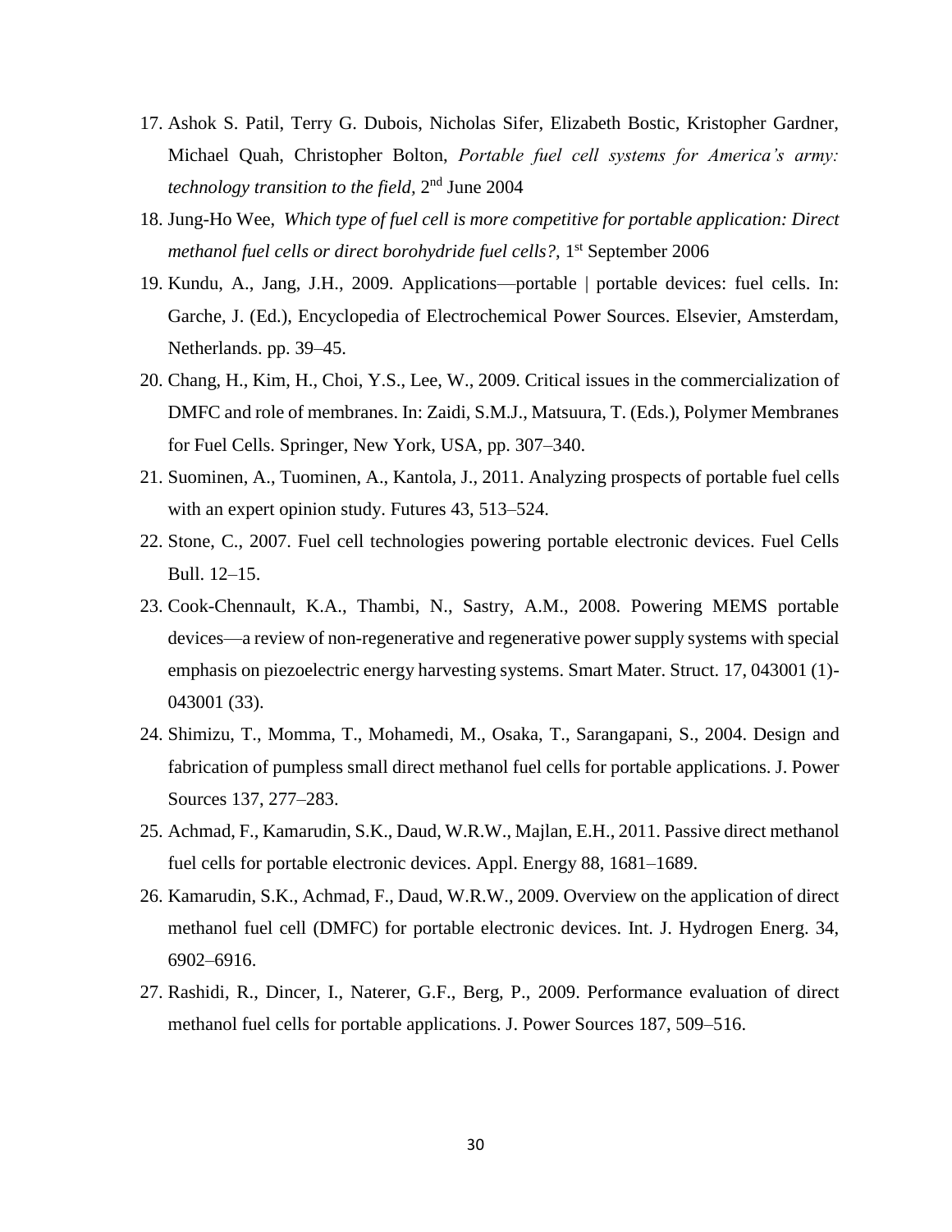17. Ashok S. Patil, Terry G. Dubois, Nicholas Sifer, Elizabeth Bostic, Kristopher Gardner, Michael Quah, Christopher Bolton, *Portable fuel cell systems for America's army: technology transition to the field*, 2nd June 2004
18. Jung-Ho Wee, *Which type of fuel cell is more competitive for portable application: Direct methanol fuel cells or direct borohydride fuel cells?*, 1st September 2006
19. Kundu, A., Jang, J.H., 2009. Applications—portable | portable devices: fuel cells. In: Garche, J. (Ed.), Encyclopedia of Electrochemical Power Sources. Elsevier, Amsterdam, Netherlands. pp. 39–45.
20. Chang, H., Kim, H., Choi, Y.S., Lee, W., 2009. Critical issues in the commercialization of DMFC and role of membranes. In: Zaidi, S.M.J., Matsuura, T. (Eds.), Polymer Membranes for Fuel Cells. Springer, New York, USA, pp. 307–340.
21. Suominen, A., Tuominen, A., Kantola, J., 2011. Analyzing prospects of portable fuel cells with an expert opinion study. Futures 43, 513–524.
22. Stone, C., 2007. Fuel cell technologies powering portable electronic devices. Fuel Cells Bull. 12–15.
23. Cook-Chennault, K.A., Thambi, N., Sastry, A.M., 2008. Powering MEMS portable devices—a review of non-regenerative and regenerative power supply systems with special emphasis on piezoelectric energy harvesting systems. Smart Mater. Struct. 17, 043001 (1)-043001 (33).
24. Shimizu, T., Momma, T., Mohamedi, M., Osaka, T., Sarangapani, S., 2004. Design and fabrication of pumpless small direct methanol fuel cells for portable applications. J. Power Sources 137, 277–283.
25. Achmad, F., Kamarudin, S.K., Daud, W.R.W., Majlan, E.H., 2011. Passive direct methanol fuel cells for portable electronic devices. Appl. Energy 88, 1681–1689.
26. Kamarudin, S.K., Achmad, F., Daud, W.R.W., 2009. Overview on the application of direct methanol fuel cell (DMFC) for portable electronic devices. Int. J. Hydrogen Energ. 34, 6902–6916.
27. Rashidi, R., Dincer, I., Naterer, G.F., Berg, P., 2009. Performance evaluation of direct methanol fuel cells for portable applications. J. Power Sources 187, 509–516.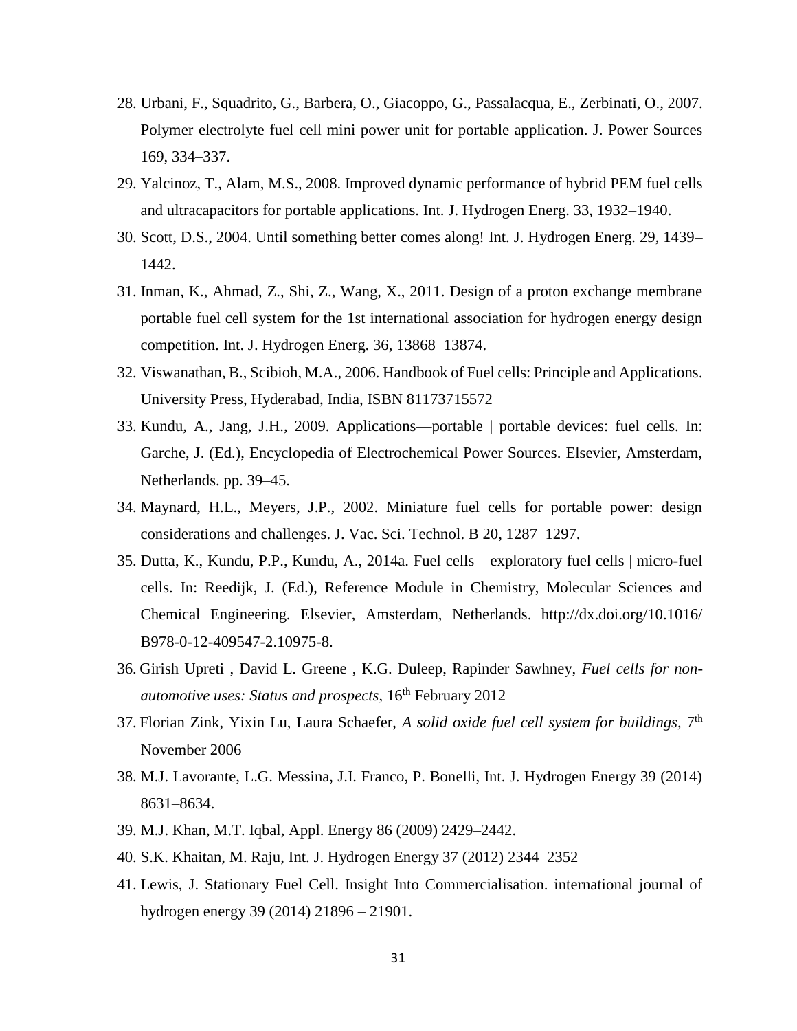28. Urbani, F., Squadrito, G., Barbera, O., Giacoppo, G., Passalacqua, E., Zerbinati, O., 2007. Polymer electrolyte fuel cell mini power unit for portable application. J. Power Sources 169, 334–337.
29. Yalcinoz, T., Alam, M.S., 2008. Improved dynamic performance of hybrid PEM fuel cells and ultracapacitors for portable applications. Int. J. Hydrogen Energ. 33, 1932–1940.
30. Scott, D.S., 2004. Until something better comes along! Int. J. Hydrogen Energ. 29, 1439–1442.
31. Inman, K., Ahmad, Z., Shi, Z., Wang, X., 2011. Design of a proton exchange membrane portable fuel cell system for the 1st international association for hydrogen energy design competition. Int. J. Hydrogen Energ. 36, 13868–13874.
32. Viswanathan, B., Scibioh, M.A., 2006. Handbook of Fuel cells: Principle and Applications. University Press, Hyderabad, India, ISBN 81173715572
33. Kundu, A., Jang, J.H., 2009. Applications—portable | portable devices: fuel cells. In: Garche, J. (Ed.), Encyclopedia of Electrochemical Power Sources. Elsevier, Amsterdam, Netherlands. pp. 39–45.
34. Maynard, H.L., Meyers, J.P., 2002. Miniature fuel cells for portable power: design considerations and challenges. J. Vac. Sci. Technol. B 20, 1287–1297.
35. Dutta, K., Kundu, P.P., Kundu, A., 2014a. Fuel cells—exploratory fuel cells | micro-fuel cells. In: Reedijk, J. (Ed.), Reference Module in Chemistry, Molecular Sciences and Chemical Engineering. Elsevier, Amsterdam, Netherlands. http://dx.doi.org/10.1016/B978-0-12-409547-2.10975-8.
36. Girish Upreti , David L. Greene , K.G. Duleep, Rapinder Sawhney, *Fuel cells for non-automotive uses: Status and prospects*, 16th February 2012
37. Florian Zink, Yixin Lu, Laura Schaefer, *A solid oxide fuel cell system for buildings*, 7th November 2006
38. M.J. Lavorante, L.G. Messina, J.I. Franco, P. Bonelli, Int. J. Hydrogen Energy 39 (2014) 8631–8634.
39. M.J. Khan, M.T. Iqbal, Appl. Energy 86 (2009) 2429–2442.
40. S.K. Khaitan, M. Raju, Int. J. Hydrogen Energy 37 (2012) 2344–2352
41. Lewis, J. Stationary Fuel Cell. Insight Into Commercialisation. international journal of hydrogen energy 39 (2014) 21896 – 21901.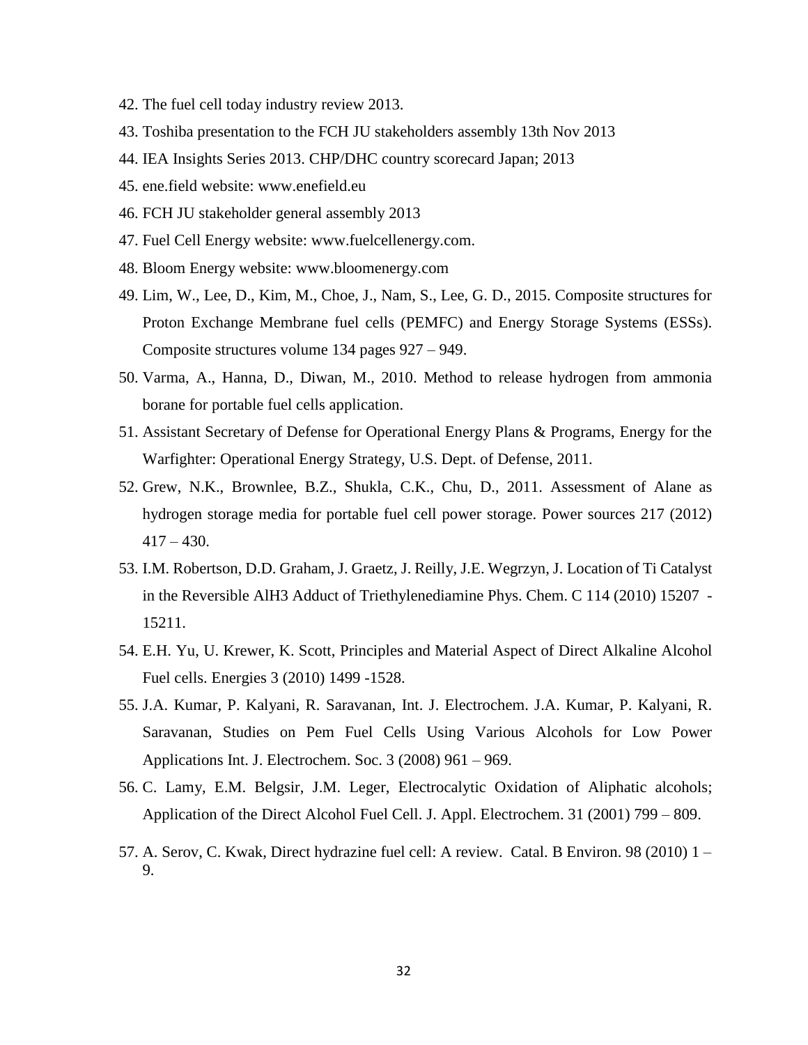42. The fuel cell today industry review 2013.
43. Toshiba presentation to the FCH JU stakeholders assembly 13th Nov 2013
44. IEA Insights Series 2013. CHP/DHC country scorecard Japan; 2013
45. ene.field website: www.enefield.eu
46. FCH JU stakeholder general assembly 2013
47. Fuel Cell Energy website: www.fuelcellenergy.com.
48. Bloom Energy website: www.bloomenergy.com
49. Lim, W., Lee, D., Kim, M., Choe, J., Nam, S., Lee, G. D., 2015. Composite structures for Proton Exchange Membrane fuel cells (PEMFC) and Energy Storage Systems (ESSs). Composite structures volume 134 pages 927 – 949.
50. Varma, A., Hanna, D., Diwan, M., 2010. Method to release hydrogen from ammonia borane for portable fuel cells application.
51. Assistant Secretary of Defense for Operational Energy Plans & Programs, Energy for the Warfighter: Operational Energy Strategy, U.S. Dept. of Defense, 2011.
52. Grew, N.K., Brownlee, B.Z., Shukla, C.K., Chu, D., 2011. Assessment of Alane as hydrogen storage media for portable fuel cell power storage. Power sources 217 (2012) 417 – 430.
53. I.M. Robertson, D.D. Graham, J. Graetz, J. Reilly, J.E. Wegrzyn, J. Location of Ti Catalyst in the Reversible $AlH_3$ Adduct of Triethylenediamine Phys. Chem. C 114 (2010) 15207 - 15211.
54. E.H. Yu, U. Krewer, K. Scott, Principles and Material Aspect of Direct Alkaline Alcohol Fuel cells. Energies 3 (2010) 1499 -1528.
55. J.A. Kumar, P. Kalyani, R. Saravanan, Int. J. Electrochem. J.A. Kumar, P. Kalyani, R. Saravanan, Studies on Pem Fuel Cells Using Various Alcohols for Low Power Applications Int. J. Electrochem. Soc. 3 (2008) 961 – 969.
56. C. Lamy, E.M. Belgsir, J.M. Leger, Electrocalytic Oxidation of Aliphatic alcohols; Application of the Direct Alcohol Fuel Cell. J. Appl. Electrochem. 31 (2001) 799 – 809.
57. A. Serov, C. Kwak, Direct hydrazine fuel cell: A review. Catal. B Environ. 98 (2010) 1 – 9.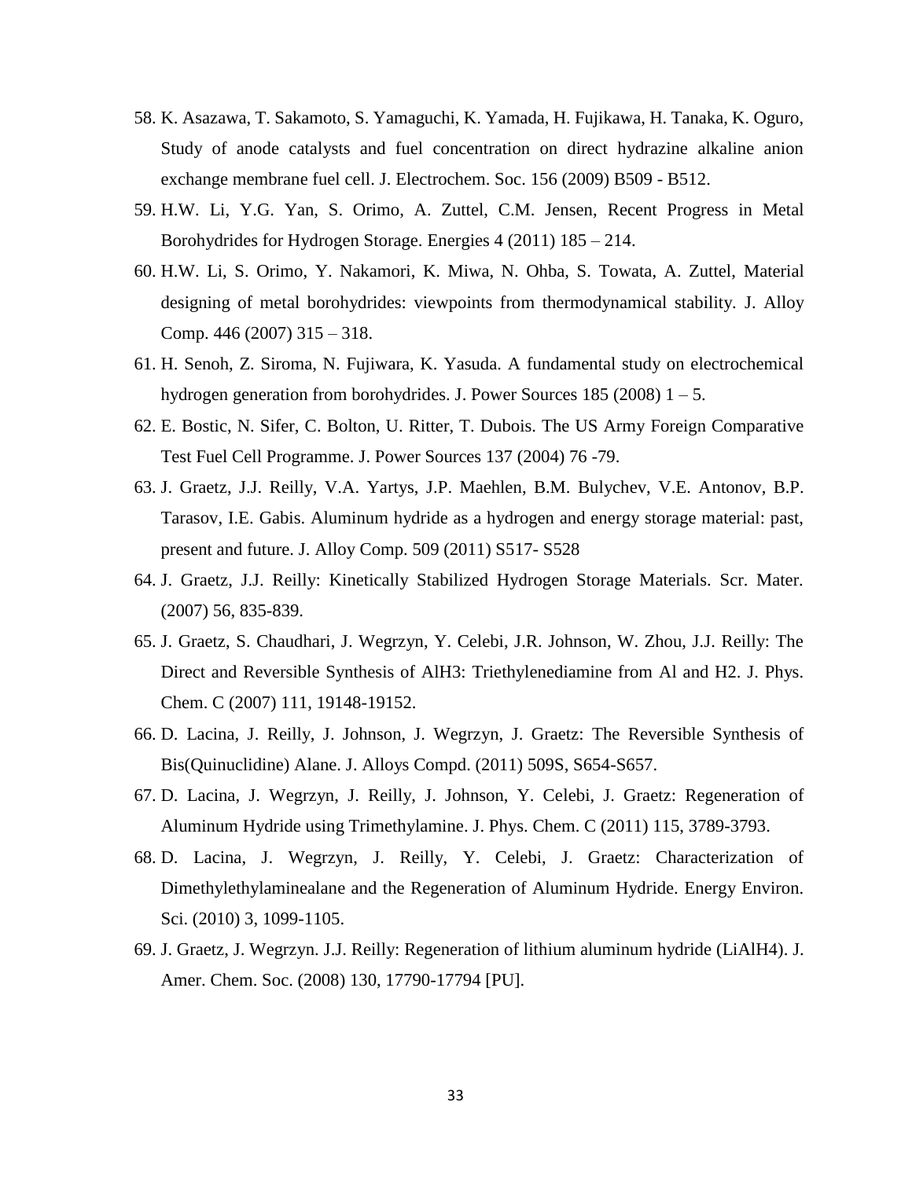58. K. Asazawa, T. Sakamoto, S. Yamaguchi, K. Yamada, H. Fujikawa, H. Tanaka, K. Oguro, Study of anode catalysts and fuel concentration on direct hydrazine alkaline anion exchange membrane fuel cell. J. Electrochem. Soc. 156 (2009) B509 - B512.
59. H.W. Li, Y.G. Yan, S. Orimo, A. Zuttel, C.M. Jensen, Recent Progress in Metal Borohydrides for Hydrogen Storage. Energies 4 (2011) 185 – 214.
60. H.W. Li, S. Orimo, Y. Nakamori, K. Miwa, N. Ohba, S. Towata, A. Zuttel, Material designing of metal borohydrides: viewpoints from thermodynamical stability. J. Alloy Comp. 446 (2007) 315 – 318.
61. H. Senoh, Z. Siroma, N. Fujiwara, K. Yasuda. A fundamental study on electrochemical hydrogen generation from borohydrides. J. Power Sources 185 (2008) 1 – 5.
62. E. Bostic, N. Sifer, C. Bolton, U. Ritter, T. Dubois. The US Army Foreign Comparative Test Fuel Cell Programme. J. Power Sources 137 (2004) 76 -79.
63. J. Graetz, J.J. Reilly, V.A. Yartys, J.P. Maehlen, B.M. Bulychev, V.E. Antonov, B.P. Tarasov, I.E. Gabis. Aluminum hydride as a hydrogen and energy storage material: past, present and future. J. Alloy Comp. 509 (2011) S517- S528
64. J. Graetz, J.J. Reilly: Kinetically Stabilized Hydrogen Storage Materials. Scr. Mater. (2007) 56, 835-839.
65. J. Graetz, S. Chaudhari, J. Wegrzyn, Y. Celebi, J.R. Johnson, W. Zhou, J.J. Reilly: The Direct and Reversible Synthesis of AlH3: Triethylenediamine from Al and H2. J. Phys. Chem. C (2007) 111, 19148-19152.
66. D. Lacina, J. Reilly, J. Johnson, J. Wegrzyn, J. Graetz: The Reversible Synthesis of Bis(Quinuclidine) Alane. J. Alloys Compd. (2011) 509S, S654-S657.
67. D. Lacina, J. Wegrzyn, J. Reilly, J. Johnson, Y. Celebi, J. Graetz: Regeneration of Aluminum Hydride using Trimethylamine. J. Phys. Chem. C (2011) 115, 3789-3793.
68. D. Lacina, J. Wegrzyn, J. Reilly, Y. Celebi, J. Graetz: Characterization of Dimethylethylaminealane and the Regeneration of Aluminum Hydride. Energy Environ. Sci. (2010) 3, 1099-1105.
69. J. Graetz, J. Wegrzyn. J.J. Reilly: Regeneration of lithium aluminum hydride (LiAlH4). J. Amer. Chem. Soc. (2008) 130, 17790-17794 [PU].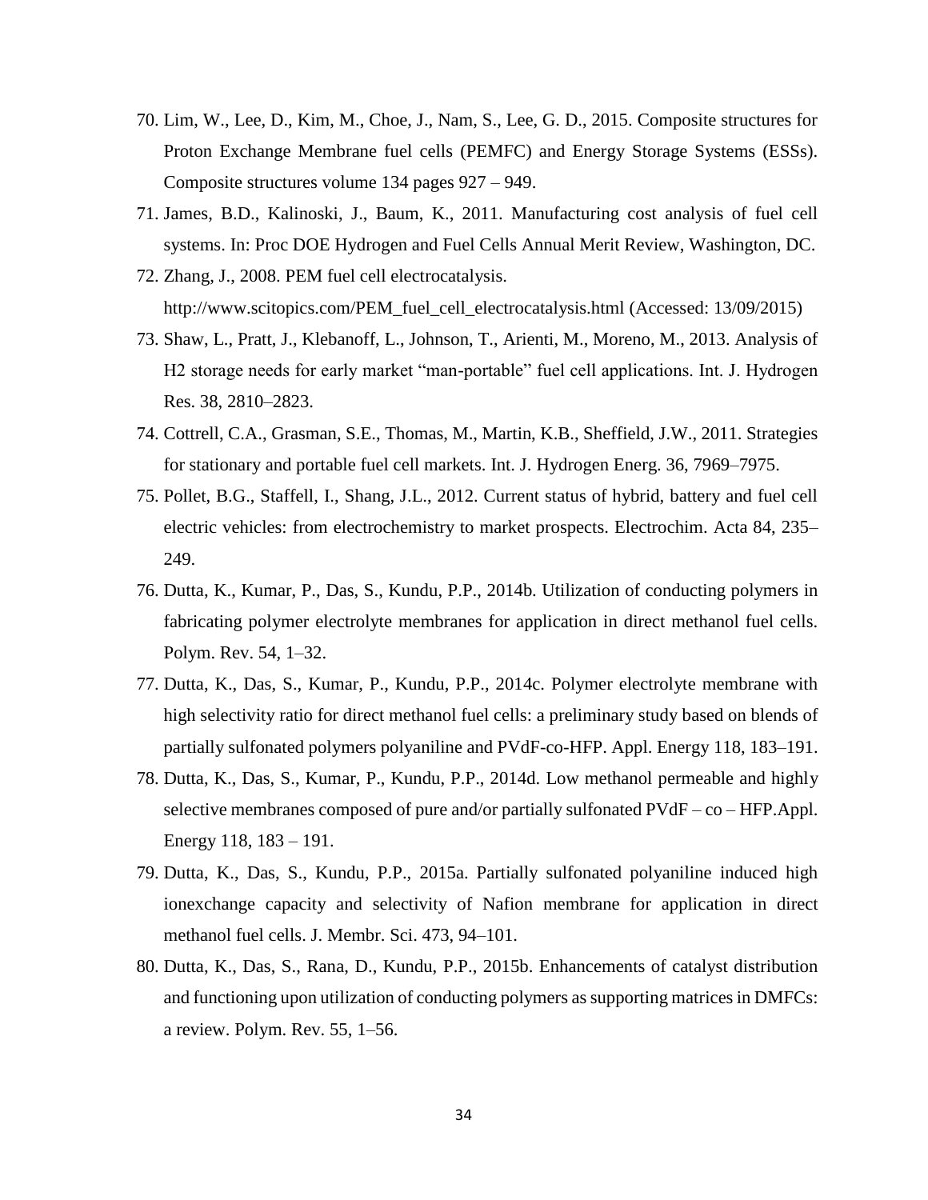70. Lim, W., Lee, D., Kim, M., Choe, J., Nam, S., Lee, G. D., 2015. Composite structures for Proton Exchange Membrane fuel cells (PEMFC) and Energy Storage Systems (ESSs). Composite structures volume 134 pages 927 – 949.
71. James, B.D., Kalinoski, J., Baum, K., 2011. Manufacturing cost analysis of fuel cell systems. In: Proc DOE Hydrogen and Fuel Cells Annual Merit Review, Washington, DC.
72. Zhang, J., 2008. PEM fuel cell electrocatalysis. http://www.scitopics.com/PEM_fuel_cell_electrocatalysis.html (Accessed: 13/09/2015)
73. Shaw, L., Pratt, J., Klebanoff, L., Johnson, T., Arienti, M., Moreno, M., 2013. Analysis of H2 storage needs for early market "man-portable" fuel cell applications. Int. J. Hydrogen Res. 38, 2810–2823.
74. Cottrell, C.A., Grasman, S.E., Thomas, M., Martin, K.B., Sheffield, J.W., 2011. Strategies for stationary and portable fuel cell markets. Int. J. Hydrogen Energ. 36, 7969–7975.
75. Pollet, B.G., Staffell, I., Shang, J.L., 2012. Current status of hybrid, battery and fuel cell electric vehicles: from electrochemistry to market prospects. Electrochim. Acta 84, 235–249.
76. Dutta, K., Kumar, P., Das, S., Kundu, P.P., 2014b. Utilization of conducting polymers in fabricating polymer electrolyte membranes for application in direct methanol fuel cells. Polym. Rev. 54, 1–32.
77. Dutta, K., Das, S., Kumar, P., Kundu, P.P., 2014c. Polymer electrolyte membrane with high selectivity ratio for direct methanol fuel cells: a preliminary study based on blends of partially sulfonated polymers polyaniline and PVdF-co-HFP. Appl. Energy 118, 183–191.
78. Dutta, K., Das, S., Kumar, P., Kundu, P.P., 2014d. Low methanol permeable and highly selective membranes composed of pure and/or partially sulfonated PVdF – co – HFP.Appl. Energy 118, 183 – 191.
79. Dutta, K., Das, S., Kundu, P.P., 2015a. Partially sulfonated polyaniline induced high ionexchange capacity and selectivity of Nafion membrane for application in direct methanol fuel cells. J. Membr. Sci. 473, 94–101.
80. Dutta, K., Das, S., Rana, D., Kundu, P.P., 2015b. Enhancements of catalyst distribution and functioning upon utilization of conducting polymers as supporting matrices in DMFCs: a review. Polym. Rev. 55, 1–56.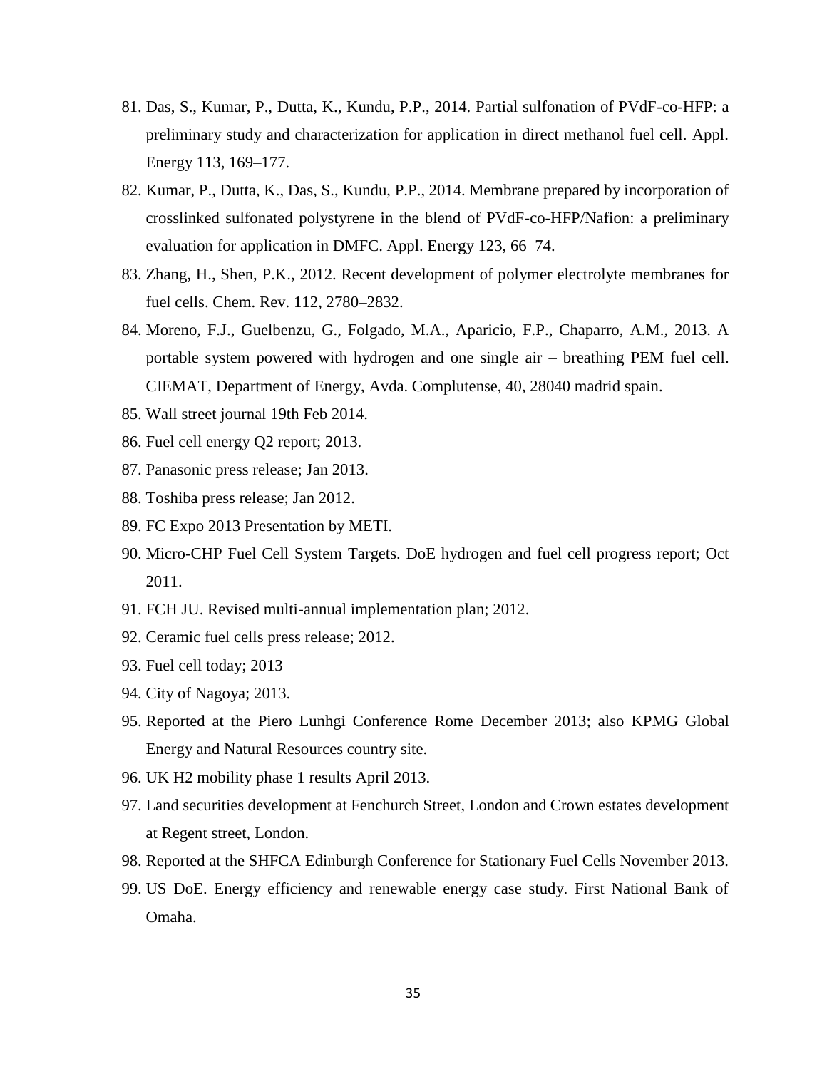81. Das, S., Kumar, P., Dutta, K., Kundu, P.P., 2014. Partial sulfonation of PVdF-co-HFP: a preliminary study and characterization for application in direct methanol fuel cell. Appl. Energy 113, 169–177.
82. Kumar, P., Dutta, K., Das, S., Kundu, P.P., 2014. Membrane prepared by incorporation of crosslinked sulfonated polystyrene in the blend of PVdF-co-HFP/Nafion: a preliminary evaluation for application in DMFC. Appl. Energy 123, 66–74.
83. Zhang, H., Shen, P.K., 2012. Recent development of polymer electrolyte membranes for fuel cells. Chem. Rev. 112, 2780–2832.
84. Moreno, F.J., Guelbenzu, G., Folgado, M.A., Aparicio, F.P., Chaparro, A.M., 2013. A portable system powered with hydrogen and one single air – breathing PEM fuel cell. CIEMAT, Department of Energy, Avda. Complutense, 40, 28040 madrid spain.
85. Wall street journal 19th Feb 2014.
86. Fuel cell energy Q2 report; 2013.
87. Panasonic press release; Jan 2013.
88. Toshiba press release; Jan 2012.
89. FC Expo 2013 Presentation by METI.
90. Micro-CHP Fuel Cell System Targets. DoE hydrogen and fuel cell progress report; Oct 2011.
91. FCH JU. Revised multi-annual implementation plan; 2012.
92. Ceramic fuel cells press release; 2012.
93. Fuel cell today; 2013
94. City of Nagoya; 2013.
95. Reported at the Piero Lunhgi Conference Rome December 2013; also KPMG Global Energy and Natural Resources country site.
96. UK H2 mobility phase 1 results April 2013.
97. Land securities development at Fenchurch Street, London and Crown estates development at Regent street, London.
98. Reported at the SHFCA Edinburgh Conference for Stationary Fuel Cells November 2013.
99. US DoE. Energy efficiency and renewable energy case study. First National Bank of Omaha.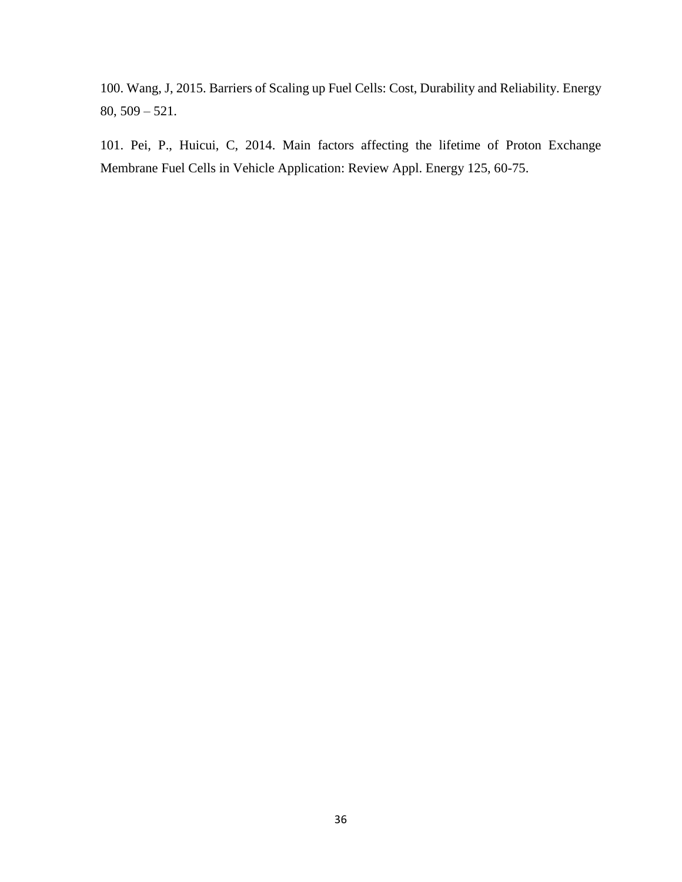100. Wang, J, 2015. Barriers of Scaling up Fuel Cells: Cost, Durability and Reliability. Energy 80, 509 – 521.

101. Pei, P., Huicui, C, 2014. Main factors affecting the lifetime of Proton Exchange Membrane Fuel Cells in Vehicle Application: Review Appl. Energy 125, 60-75.